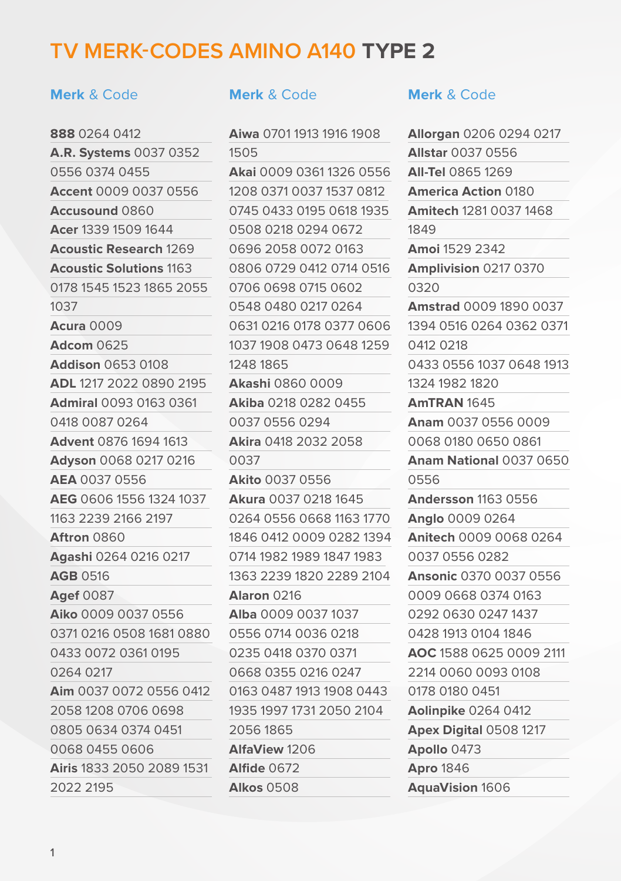# TV MERK-CODES AMINO A140 **TYPE 2**

**Merk** & Code

**888** 0264 0412
**A.R. Systems** 0037 0352 0556 0374 0455
**Accent** 0009 0037 0556
**Accusound** 0860
**Acer** 1339 1509 1644
**Acoustic Research** 1269
**Acoustic Solutions** 1163 0178 1545 1523 1865 2055 1037
**Acura** 0009
**Adcom** 0625
**Addison** 0653 0108
**ADL** 1217 2022 0890 2195
**Admiral** 0093 0163 0361 0418 0087 0264
**Advent** 0876 1694 1613
**Adyson** 0068 0217 0216
**AEA** 0037 0556
**AEG** 0606 1556 1324 1037 1163 2239 2166 2197
**Aftron** 0860
**Agashi** 0264 0216 0217
**AGB** 0516
**Agef** 0087
**Aiko** 0009 0037 0556 0371 0216 0508 1681 0880 0433 0072 0361 0195 0264 0217
**Aim** 0037 0072 0556 0412 2058 1208 0706 0698 0805 0634 0374 0451 0068 0455 0606
**Airis** 1833 2050 2089 1531 2022 2195

**Merk** & Code

**Aiwa** 0701 1913 1916 1908 1505
**Akai** 0009 0361 1326 0556 1208 0371 0037 1537 0812 0745 0433 0195 0618 1935 0508 0218 0294 0672 0696 2058 0072 0163 0806 0729 0412 0714 0516 0706 0698 0715 0602 0548 0480 0217 0264 0631 0216 0178 0377 0606 1037 1908 0473 0648 1259 1248 1865
**Akashi** 0860 0009
**Akiba** 0218 0282 0455 0037 0556 0294
**Akira** 0418 2032 2058 0037
**Akito** 0037 0556
**Akura** 0037 0218 1645 0264 0556 0668 1163 1770 1846 0412 0009 0282 1394 0714 1982 1989 1847 1983 1363 2239 1820 2289 2104
**Alaron** 0216
**Alba** 0009 0037 1037 0556 0714 0036 0218 0235 0418 0370 0371 0668 0355 0216 0247 0163 0487 1913 1908 0443 1935 1997 1731 2050 2104 2056 1865
**AlfaView** 1206
**Alfide** 0672
**Alkos** 0508

**Merk** & Code

**Allorgan** 0206 0294 0217
**Allstar** 0037 0556
**All-Tel** 0865 1269
**America Action** 0180
**Amitech** 1281 0037 1468 1849
**Amoi** 1529 2342
**Amplivision** 0217 0370 0320
**Amstrad** 0009 1890 0037 1394 0516 0264 0362 0371 0412 0218 0433 0556 1037 0648 1913 1324 1982 1820
**AmTRAN** 1645
**Anam** 0037 0556 0009 0068 0180 0650 0861
**Anam National** 0037 0650 0556
**Andersson** 1163 0556
**Anglo** 0009 0264
**Anitech** 0009 0068 0264 0037 0556 0282
**Ansonic** 0370 0037 0556 0009 0668 0374 0163 0292 0630 0247 1437 0428 1913 0104 1846
**AOC** 1588 0625 0009 2111 2214 0060 0093 0108 0178 0180 0451
**Aolinpike** 0264 0412
**Apex Digital** 0508 1217
**Apollo** 0473
**Apro** 1846
**AquaVision** 1606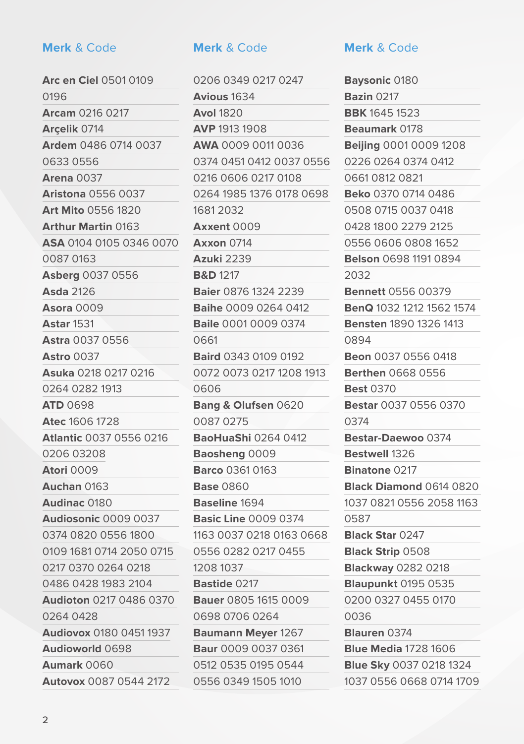**Merk** & Code

**Arc en Ciel** 0501 0109 0196

**Arcam** 0216 0217

**Arçelik** 0714

**Ardem** 0486 0714 0037 0633 0556

**Arena** 0037

**Aristona** 0556 0037

**Art Mito** 0556 1820

**Arthur Martin** 0163

**ASA** 0104 0105 0346 0070 0087 0163

**Asberg** 0037 0556

**Asda** 2126

**Asora** 0009

**Astar** 1531

**Astra** 0037 0556

**Astro** 0037

**Asuka** 0218 0217 0216 0264 0282 1913

**ATD** 0698

**Atec** 1606 1728

**Atlantic** 0037 0556 0216 0206 03208

**Atori** 0009

**Auchan** 0163

**Audinac** 0180

**Audiosonic** 0009 0037 0374 0820 0556 1800 0109 1681 0714 2050 0715 0217 0370 0264 0218 0486 0428 1983 2104

**Audioton** 0217 0486 0370 0264 0428

**Audiovox** 0180 0451 1937

**Audioworld** 0698

**Aumark** 0060

**Autovox** 0087 0544 2172 0206 0349 0217 0247

**Avious** 1634

**Avol** 1820

**AVP** 1913 1908

**AWA** 0009 0011 0036 0374 0451 0412 0037 0556 0216 0606 0217 0108 0264 1985 1376 0178 0698 1681 2032

**Axxent** 0009

**Axxon** 0714

**Azuki** 2239

**B&D** 1217

**Baier** 0876 1324 2239

**Baihe** 0009 0264 0412

**Baile** 0001 0009 0374 0661

**Baird** 0343 0109 0192 0072 0073 0217 1208 1913 0606

**Bang & Olufsen** 0620 0087 0275

**BaoHuaShi** 0264 0412

**Baosheng** 0009

**Barco** 0361 0163

**Base** 0860

**Baseline** 1694

**Basic Line** 0009 0374 1163 0037 0218 0163 0668 0556 0282 0217 0455 1208 1037

**Bastide** 0217

**Bauer** 0805 1615 0009 0698 0706 0264

**Baumann Meyer** 1267

**Baur** 0009 0037 0361 0512 0535 0195 0544 0556 0349 1505 1010

**Merk** & Code

**Baysonic** 0180

**Bazin** 0217

**BBK** 1645 1523

**Beaumark** 0178

**Beijing** 0001 0009 1208 0226 0264 0374 0412 0661 0812 0821

**Beko** 0370 0714 0486 0508 0715 0037 0418 0428 1800 2279 2125 0556 0606 0808 1652

**Belson** 0698 1191 0894 2032

**Bennett** 0556 00379

**BenQ** 1032 1212 1562 1574

**Bensten** 1890 1326 1413 0894

**Beon** 0037 0556 0418

**Berthen** 0668 0556

**Best** 0370

**Bestar** 0037 0556 0370 0374

**Bestar-Daewoo** 0374

**Bestwell** 1326

**Binatone** 0217

**Black Diamond** 0614 0820 1037 0821 0556 2058 1163 0587

**Black Star** 0247

**Black Strip** 0508

**Blackway** 0282 0218

**Blaupunkt** 0195 0535 0200 0327 0455 0170 0036

**Blauren** 0374

**Blue Media** 1728 1606

**Blue Sky** 0037 0218 1324 1037 0556 0668 0714 1709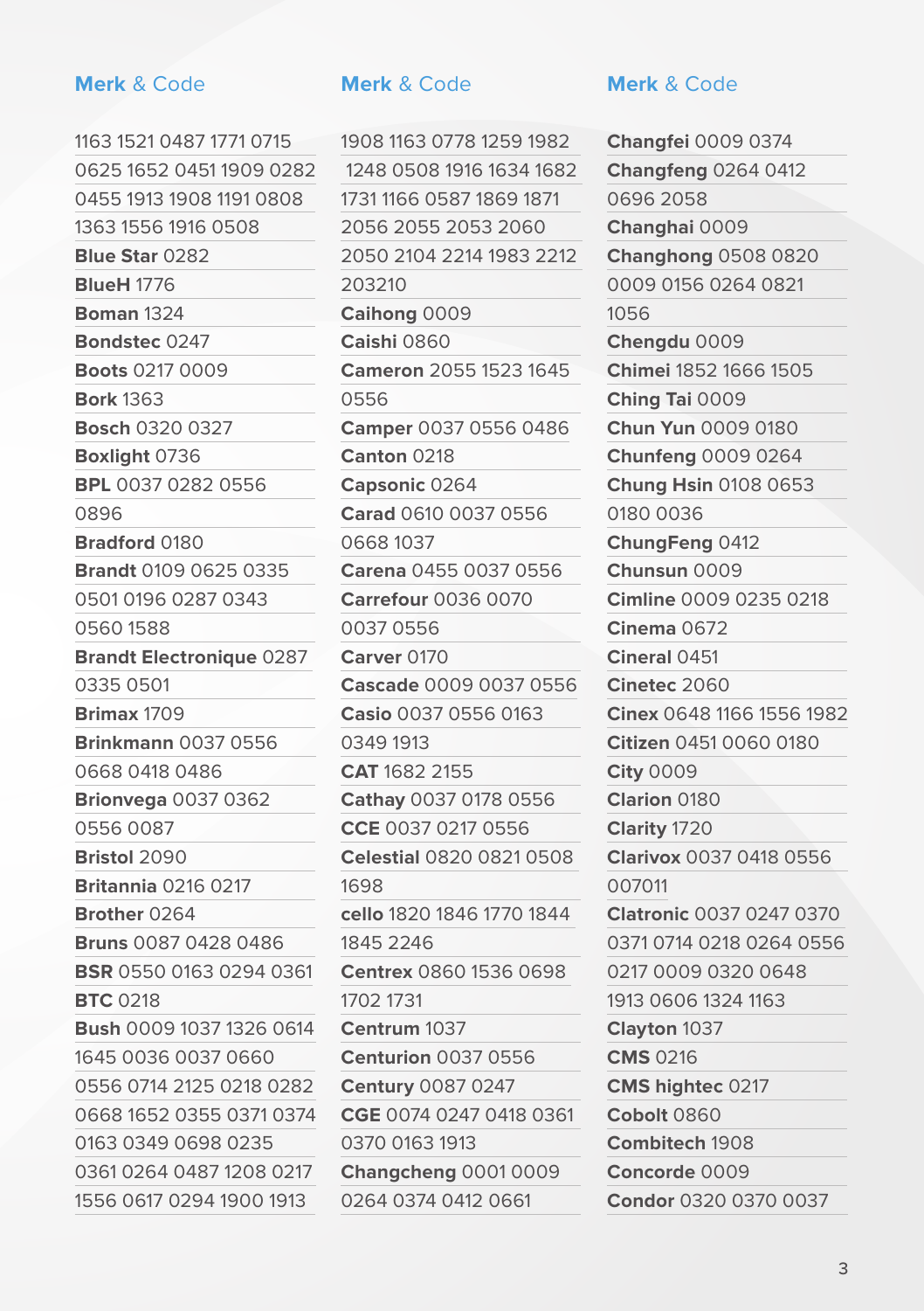**Merk** & Code

1163 1521 0487 1771 0715
0625 1652 0451 1909 0282
0455 1913 1908 1191 0808
1363 1556 1916 0508

**Blue Star** 0282

**BlueH** 1776

**Boman** 1324

**Bondstec** 0247

**Boots** 0217 0009

**Bork** 1363

**Bosch** 0320 0327

**Boxlight** 0736

**BPL** 0037 0282 0556 0896

**Bradford** 0180

**Brandt** 0109 0625 0335 0501 0196 0287 0343 0560 1588

**Brandt Electronique** 0287 0335 0501

**Brimax** 1709

**Brinkmann** 0037 0556 0668 0418 0486

**Brionvega** 0037 0362 0556 0087

**Bristol** 2090

**Britannia** 0216 0217

**Brother** 0264

**Bruns** 0087 0428 0486

**BSR** 0550 0163 0294 0361

**BTC** 0218

**Bush** 0009 1037 1326 0614 1645 0036 0037 0660 0556 0714 2125 0218 0282 0668 1652 0355 0371 0374 0163 0349 0698 0235 0361 0264 0487 1208 0217 1556 0617 0294 1900 1913

**Merk** & Code

1908 1163 0778 1259 1982
1248 0508 1916 1634 1682
1731 1166 0587 1869 1871
2056 2055 2053 2060
2050 2104 2214 1983 2212
203210

**Caihong** 0009

**Caishi** 0860

**Cameron** 2055 1523 1645 0556

**Camper** 0037 0556 0486

**Canton** 0218

**Capsonic** 0264

**Carad** 0610 0037 0556 0668 1037

**Carena** 0455 0037 0556

**Carrefour** 0036 0070 0037 0556

**Carver** 0170

**Cascade** 0009 0037 0556

**Casio** 0037 0556 0163 0349 1913

**CAT** 1682 2155

**Cathay** 0037 0178 0556

**CCE** 0037 0217 0556

**Celestial** 0820 0821 0508 1698

**cello** 1820 1846 1770 1844 1845 2246

**Centrex** 0860 1536 0698 1702 1731

**Centrum** 1037

**Centurion** 0037 0556

**Century** 0087 0247

**CGE** 0074 0247 0418 0361 0370 0163 1913

**Changcheng** 0001 0009 0264 0374 0412 0661

**Merk** & Code

**Changfei** 0009 0374

**Changfeng** 0264 0412 0696 2058

**Changhai** 0009

**Changhong** 0508 0820 0009 0156 0264 0821 1056

**Chengdu** 0009

**Chimei** 1852 1666 1505

**Ching Tai** 0009

**Chun Yun** 0009 0180

**Chunfeng** 0009 0264

**Chung Hsin** 0108 0653 0180 0036

**ChungFeng** 0412

**Chunsun** 0009

**Cimline** 0009 0235 0218

**Cinema** 0672

**Cineral** 0451

**Cinetec** 2060

**Cinex** 0648 1166 1556 1982

**Citizen** 0451 0060 0180

**City** 0009

**Clarion** 0180

**Clarity** 1720

**Clarivox** 0037 0418 0556 007011

**Clatronic** 0037 0247 0370 0371 0714 0218 0264 0556 0217 0009 0320 0648 1913 0606 1324 1163

**Clayton** 1037

**CMS** 0216

**CMS hightec** 0217

**Cobolt** 0860

**Combitech** 1908

**Concorde** 0009

**Condor** 0320 0370 0037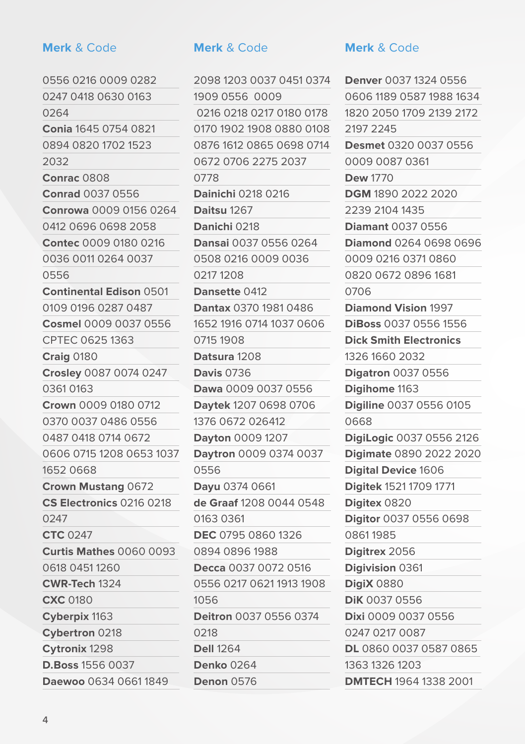**Merk** & Code

0556 0216 0009 0282 0247 0418 0630 0163 0264

**Conia** 1645 0754 0821 0894 0820 1702 1523 2032

**Conrac** 0808

**Conrad** 0037 0556

**Conrowa** 0009 0156 0264 0412 0696 0698 2058

**Contec** 0009 0180 0216 0036 0011 0264 0037 0556

**Continental Edison** 0501 0109 0196 0287 0487

**Cosmel** 0009 0037 0556

CPTEC 0625 1363

**Craig** 0180

**Crosley** 0087 0074 0247 0361 0163

**Crown** 0009 0180 0712 0370 0037 0486 0556 0487 0418 0714 0672 0606 0715 1208 0653 1037 1652 0668

**Crown Mustang** 0672

**CS Electronics** 0216 0218 0247

**CTC** 0247

**Curtis Mathes** 0060 0093 0618 0451 1260

**CWR-Tech** 1324

**CXC** 0180

**Cyberpix** 1163

**Cybertron** 0218

**Cytronix** 1298

**D.Boss** 1556 0037

**Daewoo** 0634 0661 1849 2098 1203 0037 0451 0374 1909 0556 0009 0216 0218 0217 0180 0178 0170 1902 1908 0880 0108 0876 1612 0865 0698 0714 0672 0706 2275 2037 0778

**Dainichi** 0218 0216

**Daitsu** 1267

**Danichi** 0218

**Dansai** 0037 0556 0264 0508 0216 0009 0036 0217 1208

**Dansette** 0412

**Dantax** 0370 1981 0486 1652 1916 0714 1037 0606 0715 1908

**Datsura** 1208

**Davis** 0736

**Dawa** 0009 0037 0556

**Daytek** 1207 0698 0706 1376 0672 026412

**Dayton** 0009 1207

**Daytron** 0009 0374 0037 0556

**Dayu** 0374 0661

**de Graaf** 1208 0044 0548 0163 0361

**DEC** 0795 0860 1326 0894 0896 1988

**Decca** 0037 0072 0516 0556 0217 0621 1913 1908 1056

**Deitron** 0037 0556 0374 0218

**Dell** 1264

**Denko** 0264

**Denon** 0576

**Merk** & Code

**Denver** 0037 1324 0556 0606 1189 0587 1988 1634 1820 2050 1709 2139 2172 2197 2245

**Desmet** 0320 0037 0556 0009 0087 0361

**Dew** 1770

**DGM** 1890 2022 2020 2239 2104 1435

**Diamant** 0037 0556

**Diamond** 0264 0698 0696 0009 0216 0371 0860 0820 0672 0896 1681 0706

**Diamond Vision** 1997

**DiBoss** 0037 0556 1556

**Dick Smith Electronics** 1326 1660 2032

**Digatron** 0037 0556

**Digihome** 1163

**Digiline** 0037 0556 0105 0668

**DigiLogic** 0037 0556 2126

**Digimate** 0890 2022 2020

**Digital Device** 1606

**Digitek** 1521 1709 1771

**Digitex** 0820

**Digitor** 0037 0556 0698 0861 1985

**Digitrex** 2056

**Digivision** 0361

**DigiX** 0880

**DiK** 0037 0556

**Dixi** 0009 0037 0556 0247 0217 0087

**DL** 0860 0037 0587 0865 1363 1326 1203

**DMTECH** 1964 1338 2001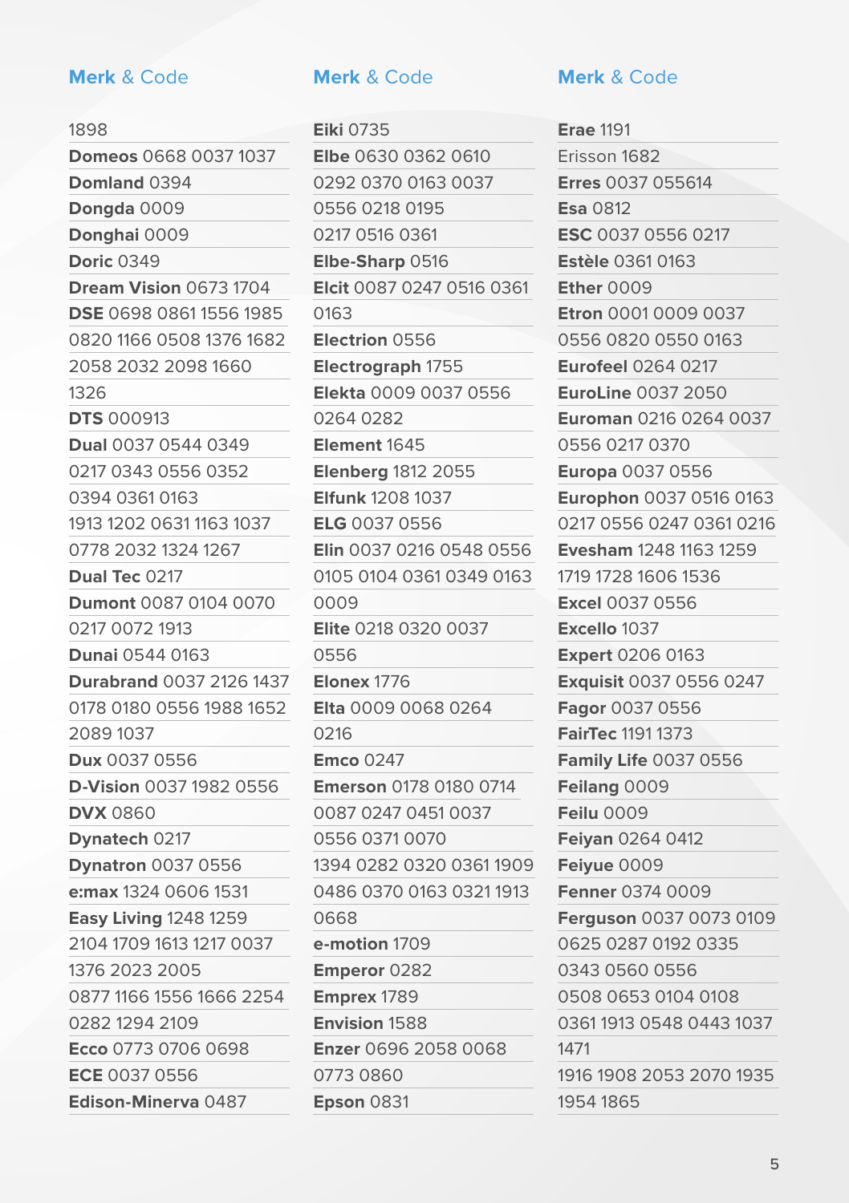**Merk** & Code

1898
**Domeos** 0668 0037 1037
**Domland** 0394
**Dongda** 0009
**Donghai** 0009
**Doric** 0349
**Dream Vision** 0673 1704
**DSE** 0698 0861 1556 1985 0820 1166 0508 1376 1682 2058 2032 2098 1660 1326
**DTS** 000913
**Dual** 0037 0544 0349 0217 0343 0556 0352 0394 0361 0163 1913 1202 0631 1163 1037 0778 2032 1324 1267
**Dual Tec** 0217
**Dumont** 0087 0104 0070 0217 0072 1913
**Dunai** 0544 0163
**Durabrand** 0037 2126 1437 0178 0180 0556 1988 1652 2089 1037
**Dux** 0037 0556
**D-Vision** 0037 1982 0556
**DVX** 0860
**Dynatech** 0217
**Dynatron** 0037 0556
**e:max** 1324 0606 1531
**Easy Living** 1248 1259 2104 1709 1613 1217 0037 1376 2023 2005 0877 1166 1556 1666 2254 0282 1294 2109
**Ecco** 0773 0706 0698
**ECE** 0037 0556
**Edison-Minerva** 0487

**Merk** & Code

**Eiki** 0735
**Elbe** 0630 0362 0610 0292 0370 0163 0037 0556 0218 0195 0217 0516 0361
**Elbe-Sharp** 0516
**Elcit** 0087 0247 0516 0361 0163
**Electrion** 0556
**Electrograph** 1755
**Elekta** 0009 0037 0556 0264 0282
**Element** 1645
**Elenberg** 1812 2055
**Elfunk** 1208 1037
**ELG** 0037 0556
**Elin** 0037 0216 0548 0556 0105 0104 0361 0349 0163 0009
**Elite** 0218 0320 0037 0556
**Elonex** 1776
**Elta** 0009 0068 0264 0216
**Emco** 0247
**Emerson** 0178 0180 0714 0087 0247 0451 0037 0556 0371 0070 1394 0282 0320 0361 1909 0486 0370 0163 0321 1913 0668
**e-motion** 1709
**Emperor** 0282
**Emprex** 1789
**Envision** 1588
**Enzer** 0696 2058 0068 0773 0860
**Epson** 0831

**Merk** & Code

**Erae** 1191
Erisson 1682
**Erres** 0037 055614
**Esa** 0812
**ESC** 0037 0556 0217
**Estèle** 0361 0163
**Ether** 0009
**Etron** 0001 0009 0037 0556 0820 0550 0163
**Eurofeel** 0264 0217
**EuroLine** 0037 2050
**Euroman** 0216 0264 0037 0556 0217 0370
**Europa** 0037 0556
**Europhon** 0037 0516 0163 0217 0556 0247 0361 0216
**Evesham** 1248 1163 1259 1719 1728 1606 1536
**Excel** 0037 0556
**Excello** 1037
**Expert** 0206 0163
**Exquisit** 0037 0556 0247
**Fagor** 0037 0556
**FairTec** 1191 1373
**Family Life** 0037 0556
**Feilang** 0009
**Feilu** 0009
**Feiyan** 0264 0412
**Feiyue** 0009
**Fenner** 0374 0009
**Ferguson** 0037 0073 0109 0625 0287 0192 0335 0343 0560 0556 0508 0653 0104 0108 0361 1913 0548 0443 1037 1471
1916 1908 2053 2070 1935 1954 1865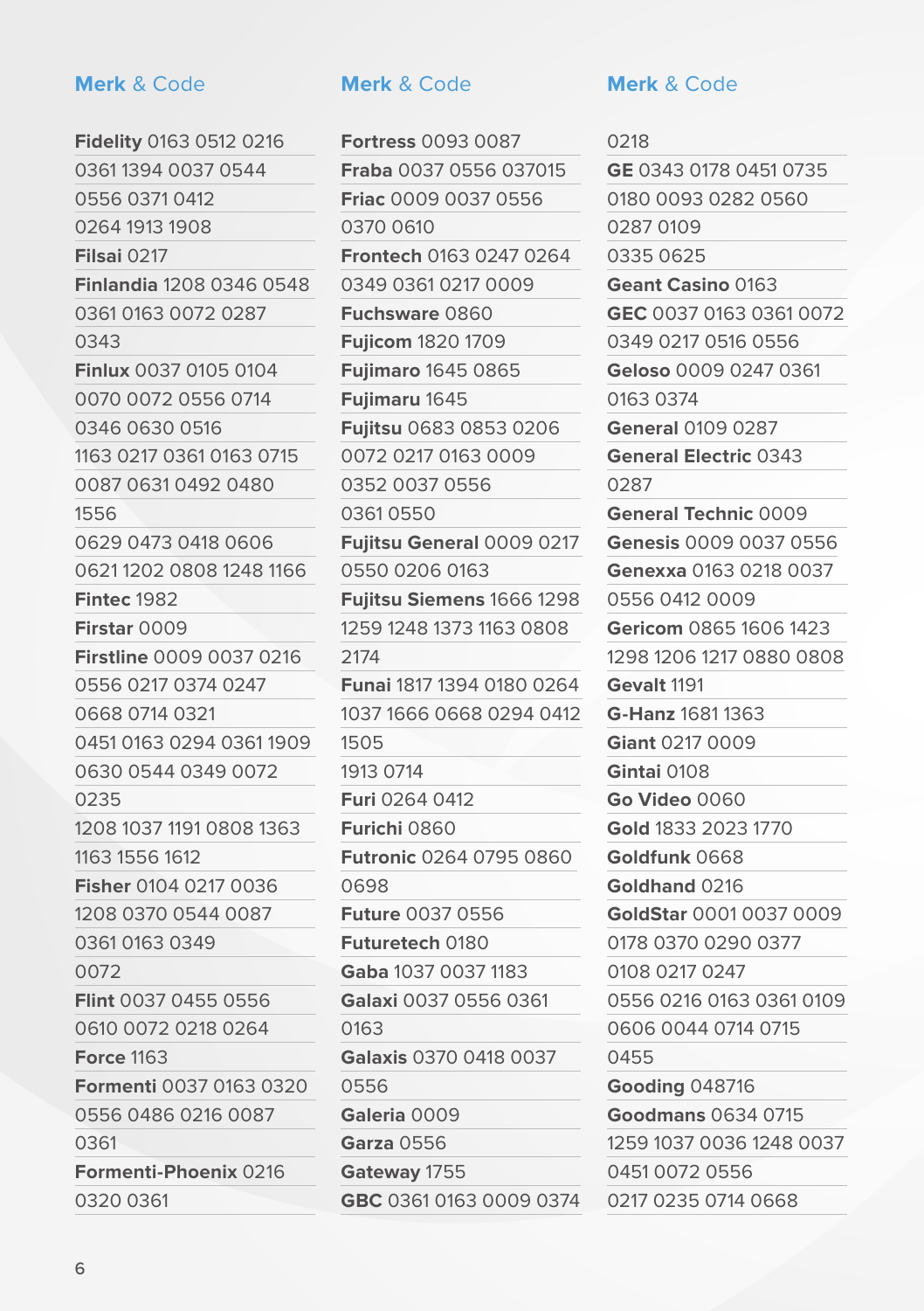**Merk** & Code

**Fidelity** 0163 0512 0216 0361 1394 0037 0544 0556 0371 0412 0264 1913 1908

**Filsai** 0217

**Finlandia** 1208 0346 0548 0361 0163 0072 0287 0343

**Finlux** 0037 0105 0104 0070 0072 0556 0714 0346 0630 0516 1163 0217 0361 0163 0715 0087 0631 0492 0480 1556 0629 0473 0418 0606 0621 1202 0808 1248 1166

**Fintec** 1982

**Firstar** 0009

**Firstline** 0009 0037 0216 0556 0217 0374 0247 0668 0714 0321 0451 0163 0294 0361 1909 0630 0544 0349 0072 0235 1208 1037 1191 0808 1363 1163 1556 1612

**Fisher** 0104 0217 0036 1208 0370 0544 0087 0361 0163 0349 0072

**Flint** 0037 0455 0556 0610 0072 0218 0264

**Force** 1163

**Formenti** 0037 0163 0320 0556 0486 0216 0087 0361

**Formenti-Phoenix** 0216 0320 0361

**Merk** & Code

**Fortress** 0093 0087

**Fraba** 0037 0556 037015

**Friac** 0009 0037 0556 0370 0610

**Frontech** 0163 0247 0264 0349 0361 0217 0009

**Fuchsware** 0860

**Fujicom** 1820 1709

**Fujimaro** 1645 0865

**Fujimaru** 1645

**Fujitsu** 0683 0853 0206 0072 0217 0163 0009 0352 0037 0556 0361 0550

**Fujitsu General** 0009 0217 0550 0206 0163

**Fujitsu Siemens** 1666 1298 1259 1248 1373 1163 0808 2174

**Funai** 1817 1394 0180 0264 1037 1666 0668 0294 0412 1505 1913 0714

**Furi** 0264 0412

**Furichi** 0860

**Futronic** 0264 0795 0860 0698

**Future** 0037 0556

**Futuretech** 0180

**Gaba** 1037 0037 1183

**Galaxi** 0037 0556 0361 0163

**Galaxis** 0370 0418 0037 0556

**Galeria** 0009

**Garza** 0556

**Gateway** 1755

**GBC** 0361 0163 0009 0374 0218

**Merk** & Code

**GE** 0343 0178 0451 0735 0180 0093 0282 0560 0287 0109 0335 0625

**Geant Casino** 0163

**GEC** 0037 0163 0361 0072 0349 0217 0516 0556

**Geloso** 0009 0247 0361 0163 0374

**General** 0109 0287

**General Electric** 0343 0287

**General Technic** 0009

**Genesis** 0009 0037 0556

**Genexxa** 0163 0218 0037 0556 0412 0009

**Gericom** 0865 1606 1423 1298 1206 1217 0880 0808

**Gevalt** 1191

**G-Hanz** 1681 1363

**Giant** 0217 0009

**Gintai** 0108

**Go Video** 0060

**Gold** 1833 2023 1770

**Goldfunk** 0668

**Goldhand** 0216

**GoldStar** 0001 0037 0009 0178 0370 0290 0377 0108 0217 0247 0556 0216 0163 0361 0109 0606 0044 0714 0715 0455

**Gooding** 048716

**Goodmans** 0634 0715 1259 1037 0036 1248 0037 0451 0072 0556 0217 0235 0714 0668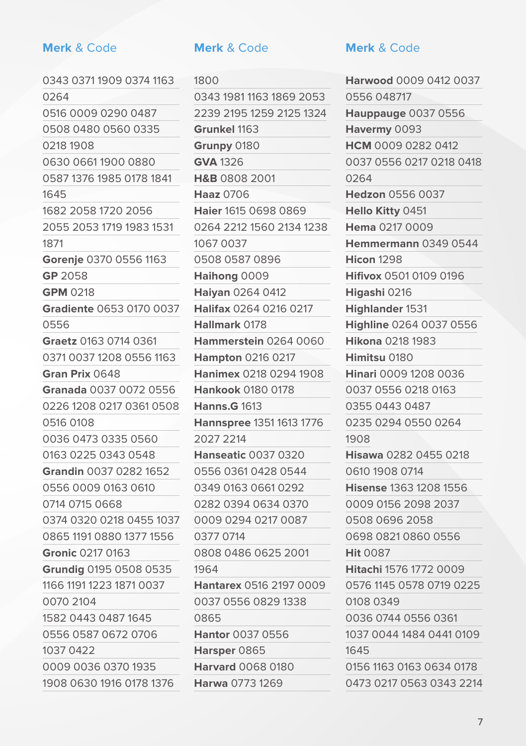**Merk** & Code

0343 0371 1909 0374 1163 0264
0516 0009 0290 0487
0508 0480 0560 0335
0218 1908
0630 0661 1900 0880
0587 1376 1985 0178 1841 1645
1682 2058 1720 2056
2055 2053 1719 1983 1531 1871
**Gorenje** 0370 0556 1163
**GP** 2058
**GPM** 0218
**Gradiente** 0653 0170 0037 0556
**Graetz** 0163 0714 0361
0371 0037 1208 0556 1163
**Gran Prix** 0648
**Granada** 0037 0072 0556
0226 1208 0217 0361 0508
0516 0108
0036 0473 0335 0560
0163 0225 0343 0548
**Grandin** 0037 0282 1652
0556 0009 0163 0610
0714 0715 0668
0374 0320 0218 0455 1037
0865 1191 0880 1377 1556
**Gronic** 0217 0163
**Grundig** 0195 0508 0535
1166 1191 1223 1871 0037
0070 2104
1582 0443 0487 1645
0556 0587 0672 0706
1037 0422
0009 0036 0370 1935
1908 0630 1916 0178 1376

**Merk** & Code

1800
0343 1981 1163 1869 2053
2239 2195 1259 2125 1324
**Grunkel** 1163
**Grunpy** 0180
**GVA** 1326
**H&B** 0808 2001
**Haaz** 0706
**Haier** 1615 0698 0869
0264 2212 1560 2134 1238
1067 0037
0508 0587 0896
**Haihong** 0009
**Haiyan** 0264 0412
**Halifax** 0264 0216 0217
**Hallmark** 0178
**Hammerstein** 0264 0060
**Hampton** 0216 0217
**Hanimex** 0218 0294 1908
**Hankook** 0180 0178
**Hanns.G** 1613
**Hannspree** 1351 1613 1776
2027 2214
**Hanseatic** 0037 0320
0556 0361 0428 0544
0349 0163 0661 0292
0282 0394 0634 0370
0009 0294 0217 0087
0377 0714
0808 0486 0625 2001
1964
**Hantarex** 0516 2197 0009
0037 0556 0829 1338
0865
**Hantor** 0037 0556
**Harsper** 0865
**Harvard** 0068 0180
**Harwa** 0773 1269

**Merk** & Code

**Harwood** 0009 0412 0037
0556 048717
**Hauppauge** 0037 0556
**Havermy** 0093
**HCM** 0009 0282 0412
0037 0556 0217 0218 0418
0264
**Hedzon** 0556 0037
**Hello Kitty** 0451
**Hema** 0217 0009
**Hemmermann** 0349 0544
**Hicon** 1298
**Hifivox** 0501 0109 0196
**Higashi** 0216
**Highlander** 1531
**Highline** 0264 0037 0556
**Hikona** 0218 1983
**Himitsu** 0180
**Hinari** 0009 1208 0036
0037 0556 0218 0163
0355 0443 0487
0235 0294 0550 0264
1908
**Hisawa** 0282 0455 0218
0610 1908 0714
**Hisense** 1363 1208 1556
0009 0156 2098 2037
0508 0696 2058
0698 0821 0860 0556
**Hit** 0087
**Hitachi** 1576 1772 0009
0576 1145 0578 0719 0225
0108 0349
0036 0744 0556 0361
1037 0044 1484 0441 0109
1645
0156 1163 0163 0634 0178
0473 0217 0563 0343 2214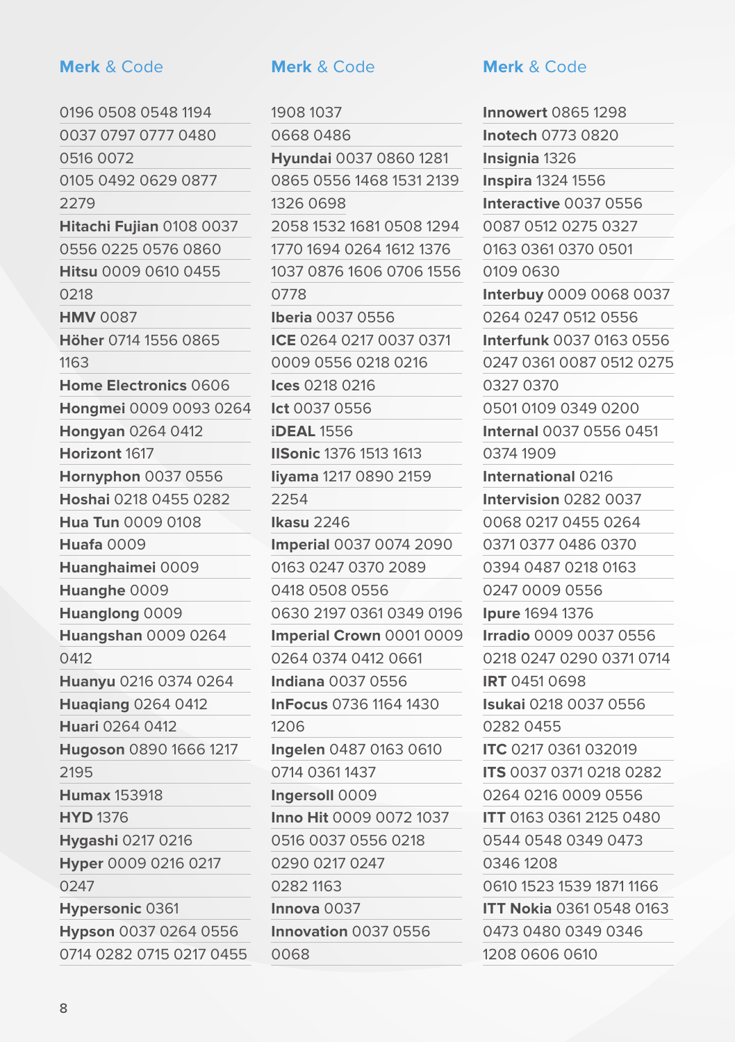**Merk** & Code

0196 0508 0548 1194
0037 0797 0777 0480
0516 0072
0105 0492 0629 0877
2279
**Hitachi Fujian** 0108 0037
0556 0225 0576 0860
**Hitsu** 0009 0610 0455
0218
**HMV** 0087
**Höher** 0714 1556 0865
1163
**Home Electronics** 0606
**Hongmei** 0009 0093 0264
**Hongyan** 0264 0412
**Horizont** 1617
**Hornyphon** 0037 0556
**Hoshai** 0218 0455 0282
**Hua Tun** 0009 0108
**Huafa** 0009
**Huanghaimei** 0009
**Huanghe** 0009
**Huanglong** 0009
**Huangshan** 0009 0264
0412
**Huanyu** 0216 0374 0264
**Huaqiang** 0264 0412
**Huari** 0264 0412
**Hugoson** 0890 1666 1217
2195
**Humax** 153918
**HYD** 1376
**Hygashi** 0217 0216
**Hyper** 0009 0216 0217
0247
**Hypersonic** 0361
**Hypson** 0037 0264 0556
0714 0282 0715 0217 0455

**Merk** & Code

1908 1037
0668 0486
**Hyundai** 0037 0860 1281
0865 0556 1468 1531 2139
1326 0698
2058 1532 1681 0508 1294
1770 1694 0264 1612 1376
1037 0876 1606 0706 1556
0778
**Iberia** 0037 0556
**ICE** 0264 0217 0037 0371
0009 0556 0218 0216
**Ices** 0218 0216
**Ict** 0037 0556
**iDEAL** 1556
**IISonic** 1376 1513 1613
**Iiyama** 1217 0890 2159
2254
**Ikasu** 2246
**Imperial** 0037 0074 2090
0163 0247 0370 2089
0418 0508 0556
0630 2197 0361 0349 0196
**Imperial Crown** 0001 0009
0264 0374 0412 0661
**Indiana** 0037 0556
**InFocus** 0736 1164 1430
1206
**Ingelen** 0487 0163 0610
0714 0361 1437
**Ingersoll** 0009
**Inno Hit** 0009 0072 1037
0516 0037 0556 0218
0290 0217 0247
0282 1163
**Innova** 0037
**Innovation** 0037 0556
0068

**Merk** & Code

**Innowert** 0865 1298
**Inotech** 0773 0820
**Insignia** 1326
**Inspira** 1324 1556
**Interactive** 0037 0556
0087 0512 0275 0327
0163 0361 0370 0501
0109 0630
**Interbuy** 0009 0068 0037
0264 0247 0512 0556
**Interfunk** 0037 0163 0556
0247 0361 0087 0512 0275
0327 0370
0501 0109 0349 0200
**Internal** 0037 0556 0451
0374 1909
**International** 0216
**Intervision** 0282 0037
0068 0217 0455 0264
0371 0377 0486 0370
0394 0487 0218 0163
0247 0009 0556
**Ipure** 1694 1376
**Irradio** 0009 0037 0556
0218 0247 0290 0371 0714
**IRT** 0451 0698
**Isukai** 0218 0037 0556
0282 0455
**ITC** 0217 0361 032019
**ITS** 0037 0371 0218 0282
0264 0216 0009 0556
**ITT** 0163 0361 2125 0480
0544 0548 0349 0473
0346 1208
0610 1523 1539 1871 1166
**ITT Nokia** 0361 0548 0163
0473 0480 0349 0346
1208 0606 0610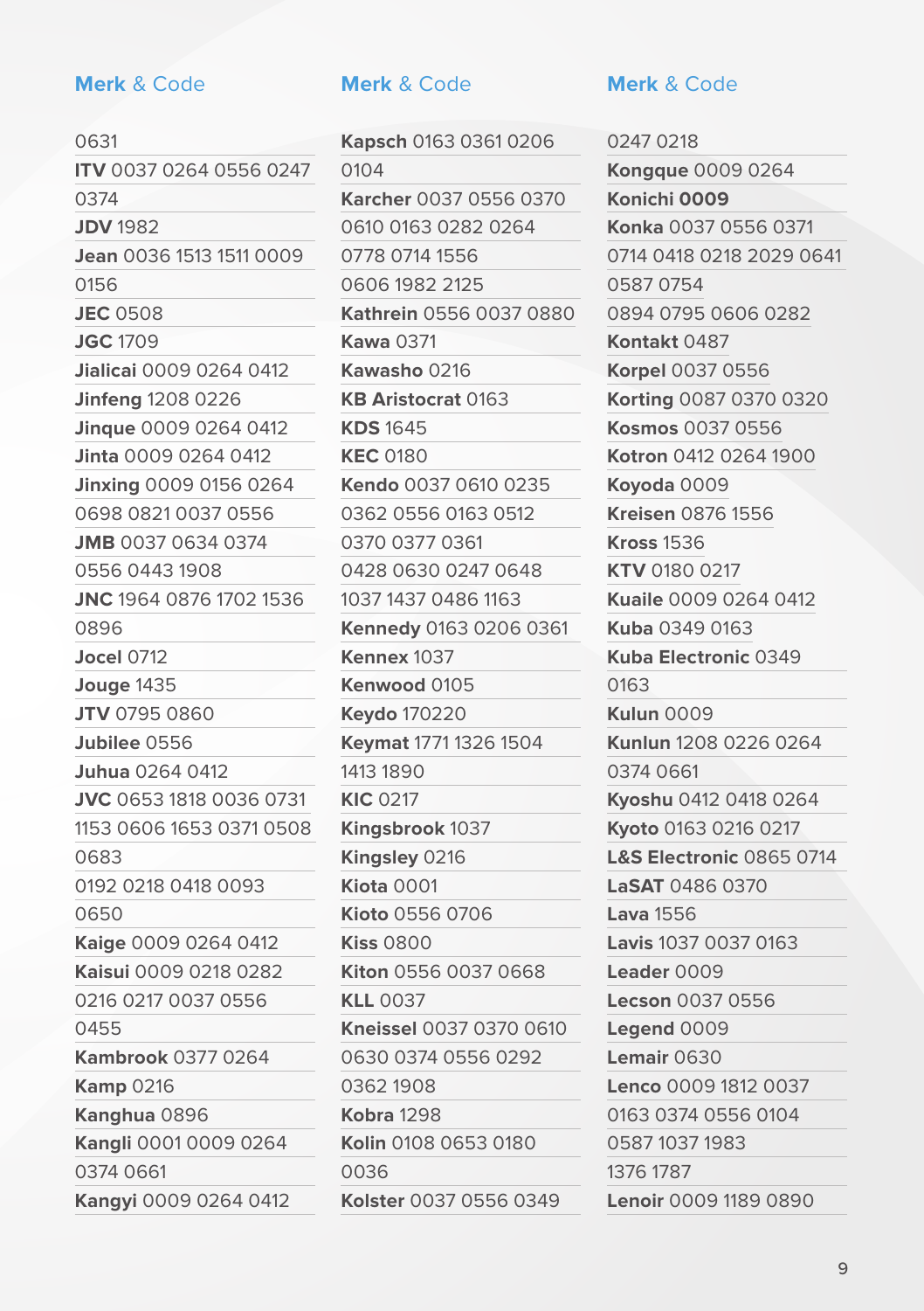| Merk & Code |
|---|
| 0631 |
| **ITV** 0037 0264 0556 0247 0374 |
| **JDV** 1982 |
| **Jean** 0036 1513 1511 0009 0156 |
| **JEC** 0508 |
| **JGC** 1709 |
| **Jialicai** 0009 0264 0412 |
| **Jinfeng** 1208 0226 |
| **Jinque** 0009 0264 0412 |
| **Jinta** 0009 0264 0412 |
| **Jinxing** 0009 0156 0264 0698 0821 0037 0556 |
| **JMB** 0037 0634 0374 0556 0443 1908 |
| **JNC** 1964 0876 1702 1536 0896 |
| **Jocel** 0712 |
| **Jouge** 1435 |
| **JTV** 0795 0860 |
| **Jubilee** 0556 |
| **Juhua** 0264 0412 |
| **JVC** 0653 1818 0036 0731 1153 0606 1653 0371 0508 0683 0192 0218 0418 0093 0650 |
| **Kaige** 0009 0264 0412 |
| **Kaisui** 0009 0218 0282 0216 0217 0037 0556 0455 |
| **Kambrook** 0377 0264 |
| **Kamp** 0216 |
| **Kanghua** 0896 |
| **Kangli** 0001 0009 0264 0374 0661 |
| **Kangyi** 0009 0264 0412 |

| Merk & Code |
|---|
| **Kapsch** 0163 0361 0206 0104 |
| **Karcher** 0037 0556 0370 0610 0163 0282 0264 0778 0714 1556 0606 1982 2125 |
| **Kathrein** 0556 0037 0880 |
| **Kawa** 0371 |
| **Kawasho** 0216 |
| **KB Aristocrat** 0163 |
| **KDS** 1645 |
| **KEC** 0180 |
| **Kendo** 0037 0610 0235 0362 0556 0163 0512 0370 0377 0361 0428 0630 0247 0648 1037 1437 0486 1163 |
| **Kennedy** 0163 0206 0361 |
| **Kennex** 1037 |
| **Kenwood** 0105 |
| **Keydo** 170220 |
| **Keymat** 1771 1326 1504 1413 1890 |
| **KIC** 0217 |
| **Kingsbrook** 1037 |
| **Kingsley** 0216 |
| **Kiota** 0001 |
| **Kioto** 0556 0706 |
| **Kiss** 0800 |
| **Kiton** 0556 0037 0668 |
| **KLL** 0037 |
| **Kneissel** 0037 0370 0610 0630 0374 0556 0292 0362 1908 |
| **Kobra** 1298 |
| **Kolin** 0108 0653 0180 0036 |
| **Kolster** 0037 0556 0349 |

| Merk & Code |
|---|
| 0247 0218 |
| **Kongque** 0009 0264 |
| **Konichi** **0009** |
| **Konka** 0037 0556 0371 0714 0418 0218 2029 0641 0587 0754 0894 0795 0606 0282 |
| **Kontakt** 0487 |
| **Korpel** 0037 0556 |
| **Korting** 0087 0370 0320 |
| **Kosmos** 0037 0556 |
| **Kotron** 0412 0264 1900 |
| **Koyoda** 0009 |
| **Kreisen** 0876 1556 |
| **Kross** 1536 |
| **KTV** 0180 0217 |
| **Kuaile** 0009 0264 0412 |
| **Kuba** 0349 0163 |
| **Kuba Electronic** 0349 0163 |
| **Kulun** 0009 |
| **Kunlun** 1208 0226 0264 0374 0661 |
| **Kyoshu** 0412 0418 0264 |
| **Kyoto** 0163 0216 0217 |
| **L&S Electronic** 0865 0714 |
| **LaSAT** 0486 0370 |
| **Lava** 1556 |
| **Lavis** 1037 0037 0163 |
| **Leader** 0009 |
| **Lecson** 0037 0556 |
| **Legend** 0009 |
| **Lemair** 0630 |
| **Lenco** 0009 1812 0037 0163 0374 0556 0104 0587 1037 1983 1376 1787 |
| **Lenoir** 0009 1189 0890 |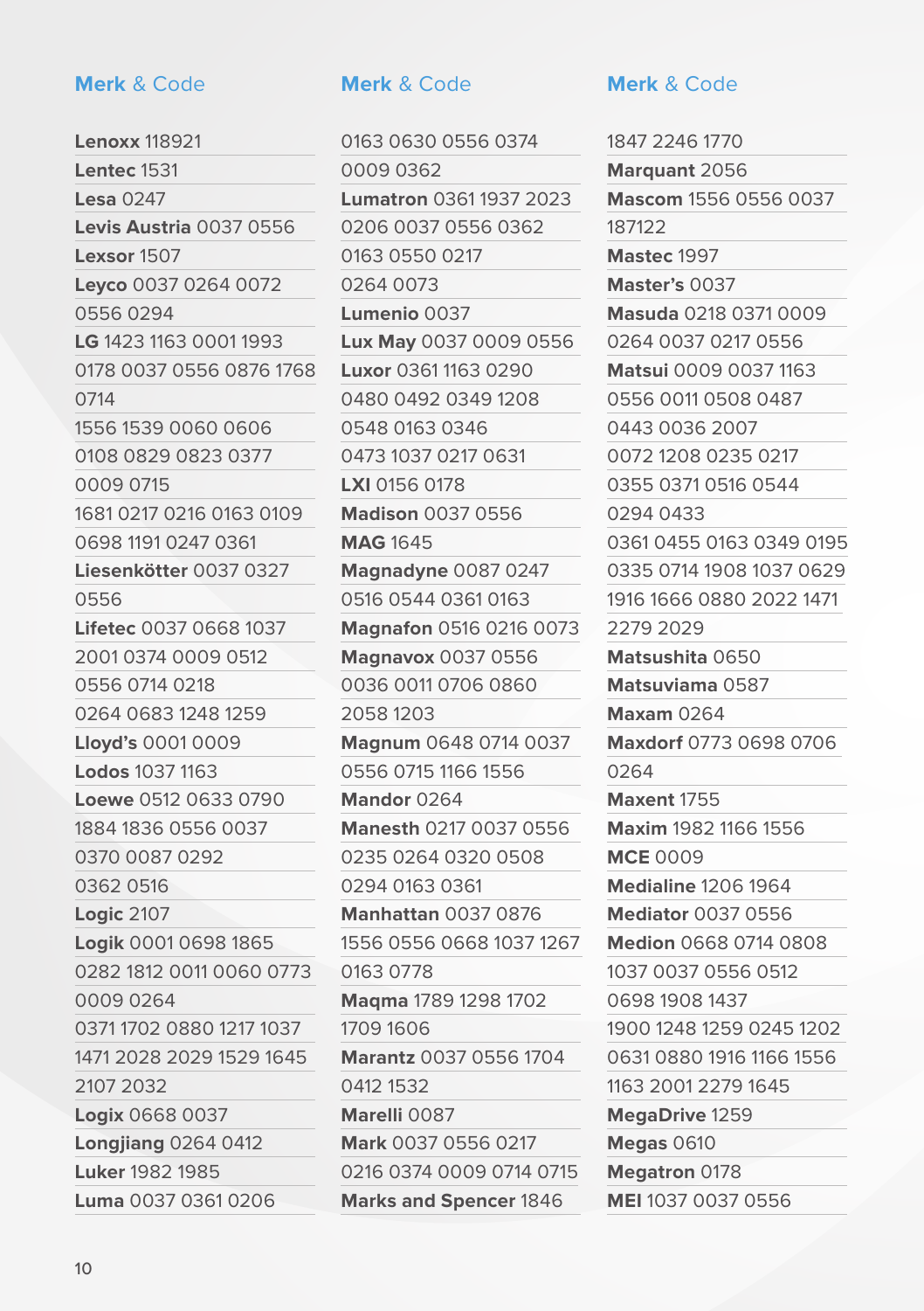**Merk** & Code

**Lenoxx** 118921
**Lentec** 1531
**Lesa** 0247
**Levis Austria** 0037 0556
**Lexsor** 1507
**Leyco** 0037 0264 0072 0556 0294
**LG** 1423 1163 0001 1993 0178 0037 0556 0876 1768 0714 1556 1539 0060 0606 0108 0829 0823 0377 0009 0715 1681 0217 0216 0163 0109 0698 1191 0247 0361
**Liesenkötter** 0037 0327 0556
**Lifetec** 0037 0668 1037 2001 0374 0009 0512 0556 0714 0218 0264 0683 1248 1259
**Lloyd's** 0001 0009
**Lodos** 1037 1163
**Loewe** 0512 0633 0790 1884 1836 0556 0037 0370 0087 0292 0362 0516
**Logic** 2107
**Logik** 0001 0698 1865 0282 1812 0011 0060 0773 0009 0264 0371 1702 0880 1217 1037 1471 2028 2029 1529 1645 2107 2032
**Logix** 0668 0037
**Longjiang** 0264 0412
**Luker** 1982 1985
**Luma** 0037 0361 0206 0163 0630 0556 0374 0009 0362
**Lumatron** 0361 1937 2023 0206 0037 0556 0362 0163 0550 0217 0264 0073
**Lumenio** 0037
**Lux May** 0037 0009 0556
**Luxor** 0361 1163 0290 0480 0492 0349 1208 0548 0163 0346 0473 1037 0217 0631
**LXI** 0156 0178
**Madison** 0037 0556
**MAG** 1645
**Magnadyne** 0087 0247 0516 0544 0361 0163
**Magnafon** 0516 0216 0073
**Magnavox** 0037 0556 0036 0011 0706 0860 2058 1203
**Magnum** 0648 0714 0037 0556 0715 1166 1556
**Mandor** 0264
**Manesth** 0217 0037 0556 0235 0264 0320 0508 0294 0163 0361
**Manhattan** 0037 0876 1556 0556 0668 1037 1267 0163 0778
**Maqma** 1789 1298 1702 1709 1606
**Marantz** 0037 0556 1704 0412 1532
**Marelli** 0087
**Mark** 0037 0556 0217 0216 0374 0009 0714 0715
**Marks and Spencer** 1846 1847 2246 1770
**Marquant** 2056
**Mascom** 1556 0556 0037 187122
**Mastec** 1997
**Master's** 0037
**Masuda** 0218 0371 0009 0264 0037 0217 0556
**Matsui** 0009 0037 1163 0556 0011 0508 0487 0443 0036 2007 0072 1208 0235 0217 0355 0371 0516 0544 0294 0433 0361 0455 0163 0349 0195 0335 0714 1908 1037 0629 1916 1666 0880 2022 1471 2279 2029
**Matsushita** 0650
**Matsuviama** 0587
**Maxam** 0264
**Maxdorf** 0773 0698 0706 0264
**Maxent** 1755
**Maxim** 1982 1166 1556
**MCE** 0009
**Medialine** 1206 1964
**Mediator** 0037 0556
**Medion** 0668 0714 0808 1037 0037 0556 0512 0698 1908 1437 1900 1248 1259 0245 1202 0631 0880 1916 1166 1556 1163 2001 2279 1645
**MegaDrive** 1259
**Megas** 0610
**Megatron** 0178
**MEI** 1037 0037 0556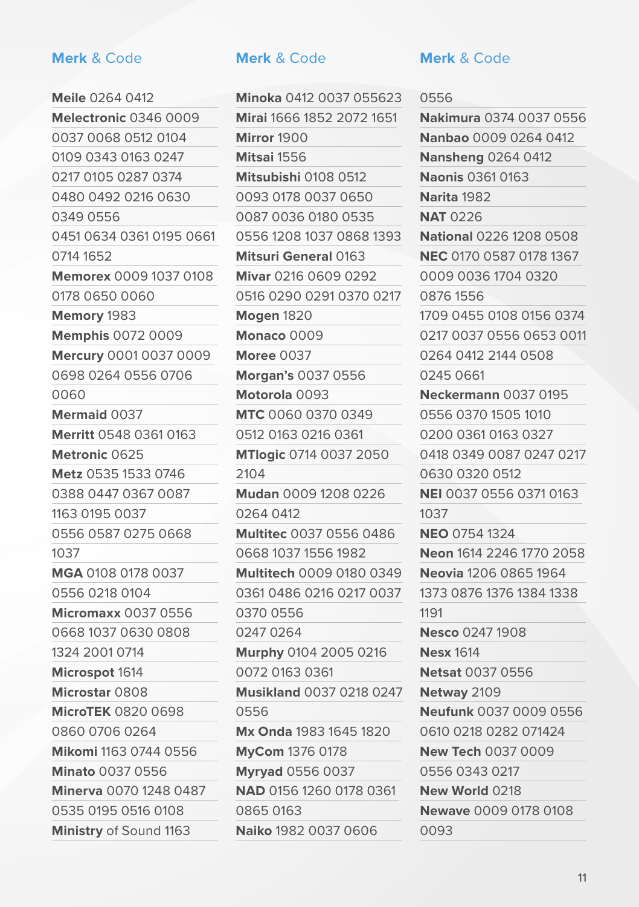**Merk** & Code

**Meile** 0264 0412

**Melectronic** 0346 0009 0037 0068 0512 0104 0109 0343 0163 0247 0217 0105 0287 0374 0480 0492 0216 0630 0349 0556 0451 0634 0361 0195 0661 0714 1652

**Memorex** 0009 1037 0108 0178 0650 0060

**Memory** 1983

**Memphis** 0072 0009

**Mercury** 0001 0037 0009 0698 0264 0556 0706 0060

**Mermaid** 0037

**Merritt** 0548 0361 0163

**Metronic** 0625

**Metz** 0535 1533 0746 0388 0447 0367 0087 1163 0195 0037 0556 0587 0275 0668 1037

**MGA** 0108 0178 0037 0556 0218 0104

**Micromaxx** 0037 0556 0668 1037 0630 0808 1324 2001 0714

**Microspot** 1614

**Microstar** 0808

**MicroTEK** 0820 0698 0860 0706 0264

**Mikomi** 1163 0744 0556

**Minato** 0037 0556

**Minerva** 0070 1248 0487 0535 0195 0516 0108

**Ministry** of Sound 1163

**Minoka** 0412 0037 055623

**Mirai** 1666 1852 2072 1651

**Mirror** 1900

**Mitsai** 1556

**Mitsubishi** 0108 0512 0093 0178 0037 0650 0087 0036 0180 0535 0556 1208 1037 0868 1393

**Mitsuri General** 0163

**Mivar** 0216 0609 0292 0516 0290 0291 0370 0217

**Mogen** 1820

**Monaco** 0009

**Moree** 0037

**Morgan's** 0037 0556

**Motorola** 0093

**MTC** 0060 0370 0349 0512 0163 0216 0361

**MTlogic** 0714 0037 2050 2104

**Mudan** 0009 1208 0226 0264 0412

**Multitec** 0037 0556 0486 0668 1037 1556 1982

**Multitech** 0009 0180 0349 0361 0486 0216 0217 0037 0370 0556 0247 0264

**Murphy** 0104 2005 0216 0072 0163 0361

**Musikland** 0037 0218 0247 0556

**Mx Onda** 1983 1645 1820

**MyCom** 1376 0178

**Myryad** 0556 0037

**NAD** 0156 1260 0178 0361 0865 0163

**Naiko** 1982 0037 0606 0556

**Nakimura** 0374 0037 0556

**Nanbao** 0009 0264 0412

**Nansheng** 0264 0412

**Naonis** 0361 0163

**Narita** 1982

**NAT** 0226

**National** 0226 1208 0508

**NEC** 0170 0587 0178 1367 0009 0036 1704 0320 0876 1556 1709 0455 0108 0156 0374 0217 0037 0556 0653 0011 0264 0412 2144 0508 0245 0661

**Neckermann** 0037 0195 0556 0370 1505 1010 0200 0361 0163 0327 0418 0349 0087 0247 0217 0630 0320 0512

**NEI** 0037 0556 0371 0163 1037

**NEO** 0754 1324

**Neon** 1614 2246 1770 2058

**Neovia** 1206 0865 1964 1373 0876 1376 1384 1338 1191

**Nesco** 0247 1908

**Nesx** 1614

**Netsat** 0037 0556

**Netway** 2109

**Neufunk** 0037 0009 0556 0610 0218 0282 071424

**New Tech** 0037 0009 0556 0343 0217

**New World** 0218

**Newave** 0009 0178 0108 0093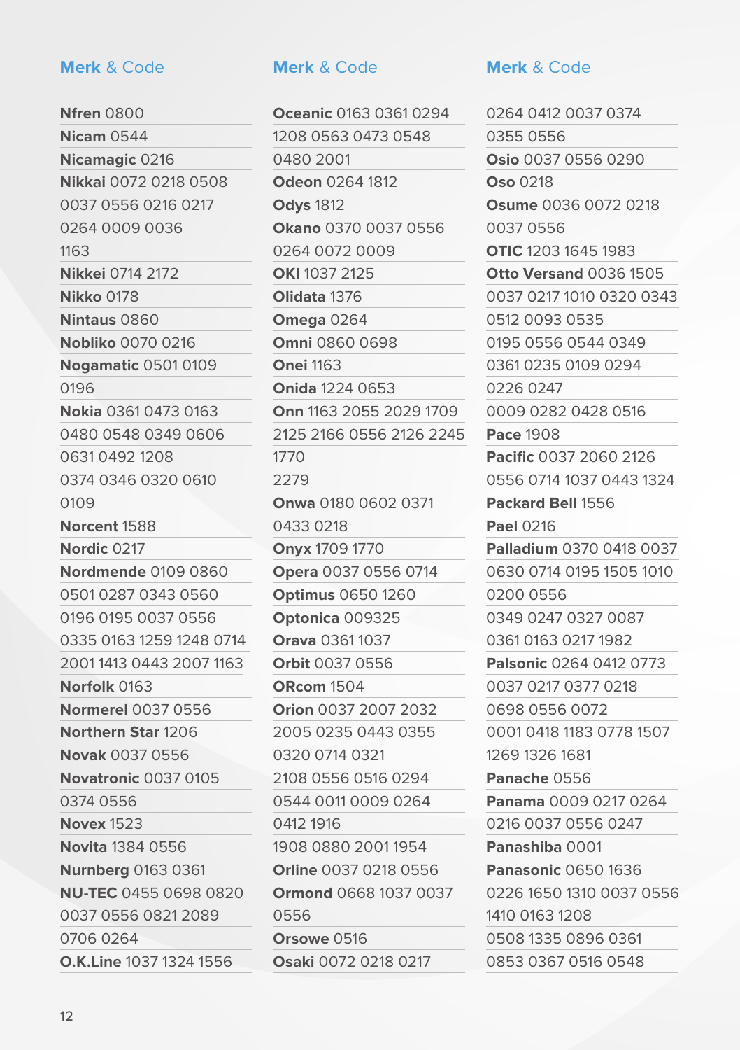| Merk & Code |
|---|
| **Nfren** 0800 |
| **Nicam** 0544 |
| **Nicamagic** 0216 |
| **Nikkai** 0072 0218 0508 0037 0556 0216 0217 0264 0009 0036 1163 |
| **Nikkei** 0714 2172 |
| **Nikko** 0178 |
| **Nintaus** 0860 |
| **Nobliko** 0070 0216 |
| **Nogamatic** 0501 0109 0196 |
| **Nokia** 0361 0473 0163 0480 0548 0349 0606 0631 0492 1208 0374 0346 0320 0610 0109 |
| **Norcent** 1588 |
| **Nordic** 0217 |
| **Nordmende** 0109 0860 0501 0287 0343 0560 0196 0195 0037 0556 0335 0163 1259 1248 0714 2001 1413 0443 2007 1163 |
| **Norfolk** 0163 |
| **Normerel** 0037 0556 |
| **Northern Star** 1206 |
| **Novak** 0037 0556 |
| **Novatronic** 0037 0105 0374 0556 |
| **Novex** 1523 |
| **Novita** 1384 0556 |
| **Nurnberg** 0163 0361 |
| **NU-TEC** 0455 0698 0820 0037 0556 0821 2089 0706 0264 |
| **O.K.Line** 1037 1324 1556 |
| **Oceanic** 0163 0361 0294 1208 0563 0473 0548 0480 2001 |
| **Odeon** 0264 1812 |
| **Odys** 1812 |
| **Okano** 0370 0037 0556 0264 0072 0009 |
| **OKI** 1037 2125 |
| **Olidata** 1376 |
| **Omega** 0264 |
| **Omni** 0860 0698 |
| **Onei** 1163 |
| **Onida** 1224 0653 |
| **Onn** 1163 2055 2029 1709 2125 2166 0556 2126 2245 1770 2279 |
| **Onwa** 0180 0602 0371 0433 0218 |
| **Onyx** 1709 1770 |
| **Opera** 0037 0556 0714 |
| **Optimus** 0650 1260 |
| **Optonica** 009325 |
| **Orava** 0361 1037 |
| **Orbit** 0037 0556 |
| **ORcom** 1504 |
| **Orion** 0037 2007 2032 2005 0235 0443 0355 0320 0714 0321 2108 0556 0516 0294 0544 0011 0009 0264 0412 1916 1908 0880 2001 1954 |
| **Orline** 0037 0218 0556 |
| **Ormond** 0668 1037 0037 0556 |
| **Orsowe** 0516 |
| **Osaki** 0072 0218 0217 0264 0412 0037 0374 0355 0556 |
| **Osio** 0037 0556 0290 |
| **Oso** 0218 |
| **Osume** 0036 0072 0218 0037 0556 |
| **OTIC** 1203 1645 1983 |
| **Otto Versand** 0036 1505 0037 0217 1010 0320 0343 0512 0093 0535 0195 0556 0544 0349 0361 0235 0109 0294 0226 0247 0009 0282 0428 0516 |
| **Pace** 1908 |
| **Pacific** 0037 2060 2126 0556 0714 1037 0443 1324 |
| **Packard Bell** 1556 |
| **Pael** 0216 |
| **Palladium** 0370 0418 0037 0630 0714 0195 1505 1010 0200 0556 0349 0247 0327 0087 0361 0163 0217 1982 |
| **Palsonic** 0264 0412 0773 0037 0217 0377 0218 0698 0556 0072 0001 0418 1183 0778 1507 1269 1326 1681 |
| **Panache** 0556 |
| **Panama** 0009 0217 0264 0216 0037 0556 0247 |
| **Panashiba** 0001 |
| **Panasonic** 0650 1636 0226 1650 1310 0037 0556 1410 0163 1208 0508 1335 0896 0361 0853 0367 0516 0548 |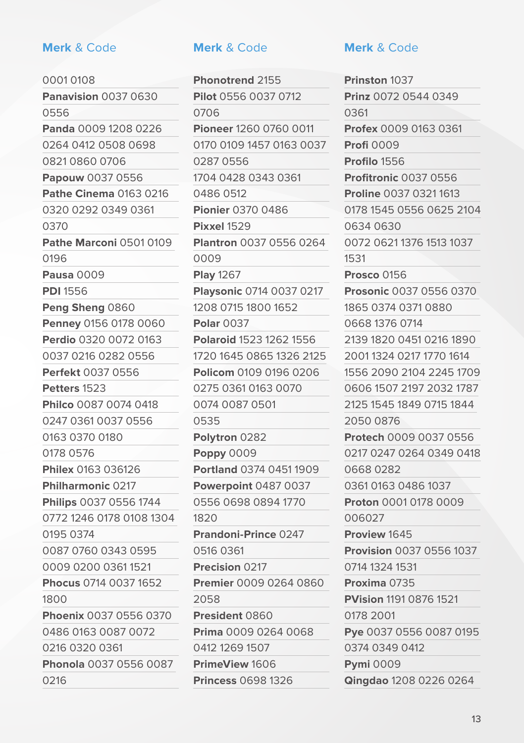**Merk** & Code

0001 0108
**Panavision** 0037 0630 0556
**Panda** 0009 1208 0226 0264 0412 0508 0698 0821 0860 0706
**Papouw** 0037 0556
**Pathe Cinema** 0163 0216 0320 0292 0349 0361 0370
**Pathe Marconi** 0501 0109 0196
**Pausa** 0009
**PDI** 1556
**Peng Sheng** 0860
**Penney** 0156 0178 0060
**Perdio** 0320 0072 0163 0037 0216 0282 0556
**Perfekt** 0037 0556
**Petters** 1523
**Philco** 0087 0074 0418 0247 0361 0037 0556 0163 0370 0180 0178 0576
**Philex** 0163 036126
**Philharmonic** 0217
**Philips** 0037 0556 1744 0772 1246 0178 0108 1304 0195 0374 0087 0760 0343 0595 0009 0200 0361 1521
**Phocus** 0714 0037 1652 1800
**Phoenix** 0037 0556 0370 0486 0163 0087 0072 0216 0320 0361
**Phonola** 0037 0556 0087 0216

**Merk** & Code

**Phonotrend** 2155
**Pilot** 0556 0037 0712 0706
**Pioneer** 1260 0760 0011 0170 0109 1457 0163 0037 0287 0556 1704 0428 0343 0361 0486 0512
**Pionier** 0370 0486
**Pixxel** 1529
**Plantron** 0037 0556 0264 0009
**Play** 1267
**Playsonic** 0714 0037 0217 1208 0715 1800 1652
**Polar** 0037
**Polaroid** 1523 1262 1556 1720 1645 0865 1326 2125
**Policom** 0109 0196 0206 0275 0361 0163 0070 0074 0087 0501 0535
**Polytron** 0282
**Poppy** 0009
**Portland** 0374 0451 1909
**Powerpoint** 0487 0037 0556 0698 0894 1770 1820
**Prandoni-Prince** 0247 0516 0361
**Precision** 0217
**Premier** 0009 0264 0860 2058
**President** 0860
**Prima** 0009 0264 0068 0412 1269 1507
**PrimeView** 1606
**Princess** 0698 1326

**Merk** & Code

**Prinston** 1037
**Prinz** 0072 0544 0349 0361
**Profex** 0009 0163 0361
**Profi** 0009
**Profilo** 1556
**Profitronic** 0037 0556
**Proline** 0037 0321 1613 0178 1545 0556 0625 2104 0634 0630 0072 0621 1376 1513 1037 1531
**Prosco** 0156
**Prosonic** 0037 0556 0370 1865 0374 0371 0880 0668 1376 0714 2139 1820 0451 0216 1890 2001 1324 0217 1770 1614 1556 2090 2104 2245 1709 0606 1507 2197 2032 1787 2125 1545 1849 0715 1844 2050 0876
**Protech** 0009 0037 0556 0217 0247 0264 0349 0418 0668 0282 0361 0163 0486 1037
**Proton** 0001 0178 0009 006027
**Proview** 1645
**Provision** 0037 0556 1037 0714 1324 1531
**Proxima** 0735
**PVision** 1191 0876 1521 0178 2001
**Pye** 0037 0556 0087 0195 0374 0349 0412
**Pymi** 0009
**Qingdao** 1208 0226 0264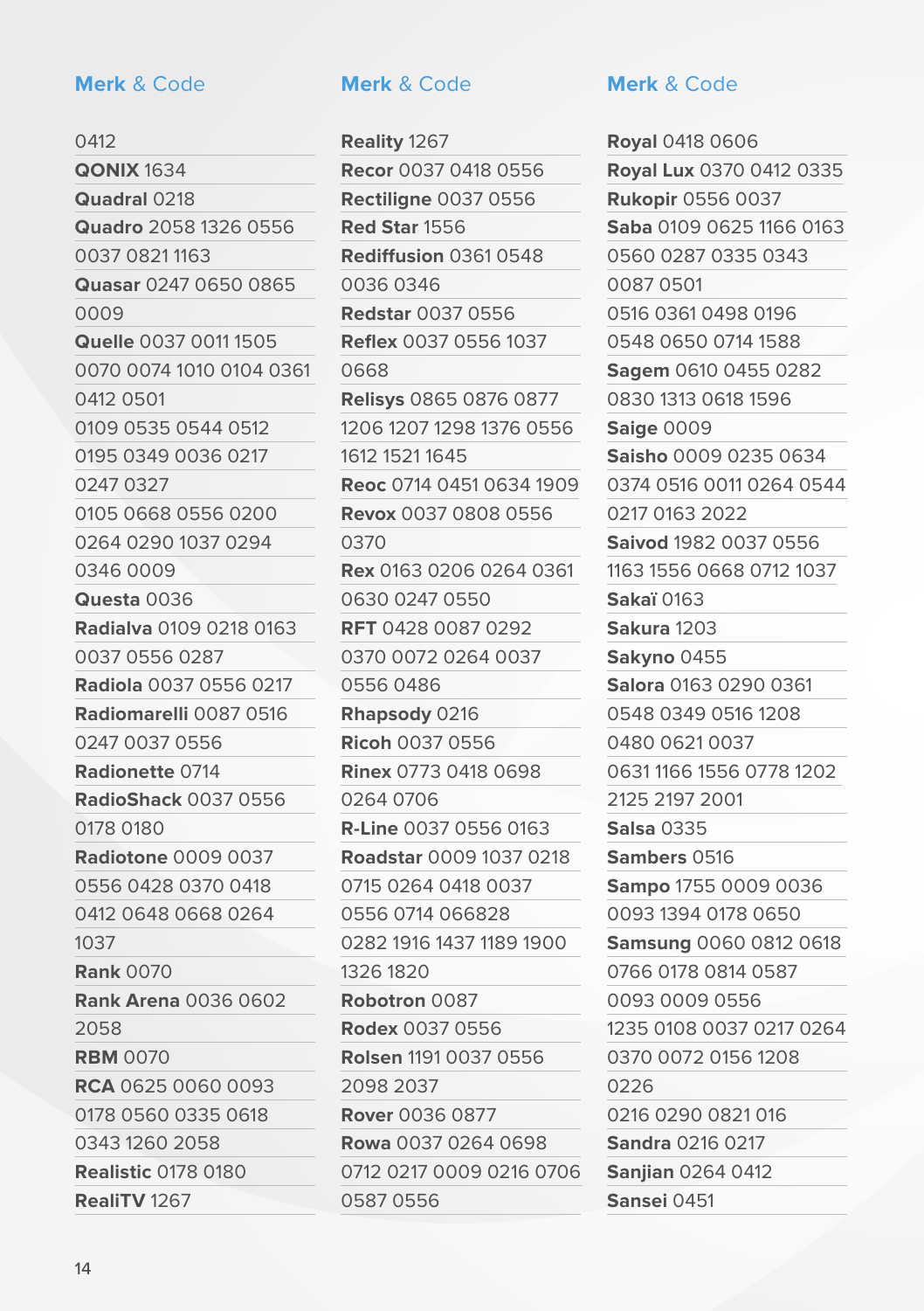**Merk** & Code

0412

**QONIX** 1634

**Quadral** 0218

**Quadro** 2058 1326 0556 0037 0821 1163

**Quasar** 0247 0650 0865 0009

**Quelle** 0037 0011 1505 0070 0074 1010 0104 0361 0412 0501 0109 0535 0544 0512 0195 0349 0036 0217 0247 0327 0105 0668 0556 0200 0264 0290 1037 0294 0346 0009

**Questa** 0036

**Radialva** 0109 0218 0163 0037 0556 0287

**Radiola** 0037 0556 0217

**Radiomarelli** 0087 0516 0247 0037 0556

**Radionette** 0714

**RadioShack** 0037 0556 0178 0180

**Radiotone** 0009 0037 0556 0428 0370 0418 0412 0648 0668 0264 1037

**Rank** 0070

**Rank Arena** 0036 0602 2058

**RBM** 0070

**RCA** 0625 0060 0093 0178 0560 0335 0618 0343 1260 2058

**Realistic** 0178 0180

**RealiTV** 1267

**Merk** & Code

**Reality** 1267

**Recor** 0037 0418 0556

**Rectiligne** 0037 0556

**Red Star** 1556

**Rediffusion** 0361 0548 0036 0346

**Redstar** 0037 0556

**Reflex** 0037 0556 1037 0668

**Relisys** 0865 0876 0877 1206 1207 1298 1376 0556 1612 1521 1645

**Reoc** 0714 0451 0634 1909

**Revox** 0037 0808 0556 0370

**Rex** 0163 0206 0264 0361 0630 0247 0550

**RFT** 0428 0087 0292 0370 0072 0264 0037 0556 0486

**Rhapsody** 0216

**Ricoh** 0037 0556

**Rinex** 0773 0418 0698 0264 0706

**R-Line** 0037 0556 0163

**Roadstar** 0009 1037 0218 0715 0264 0418 0037 0556 0714 066828 0282 1916 1437 1189 1900 1326 1820

**Robotron** 0087

**Rodex** 0037 0556

**Rolsen** 1191 0037 0556 2098 2037

**Rover** 0036 0877

**Rowa** 0037 0264 0698 0712 0217 0009 0216 0706 0587 0556

**Merk** & Code

**Royal** 0418 0606

**Royal Lux** 0370 0412 0335

**Rukopir** 0556 0037

**Saba** 0109 0625 1166 0163 0560 0287 0335 0343 0087 0501 0516 0361 0498 0196 0548 0650 0714 1588

**Sagem** 0610 0455 0282 0830 1313 0618 1596

**Saige** 0009

**Saisho** 0009 0235 0634 0374 0516 0011 0264 0544 0217 0163 2022

**Saivod** 1982 0037 0556 1163 1556 0668 0712 1037

**Sakaï** 0163

**Sakura** 1203

**Sakyno** 0455

**Salora** 0163 0290 0361 0548 0349 0516 1208 0480 0621 0037 0631 1166 1556 0778 1202 2125 2197 2001

**Salsa** 0335

**Sambers** 0516

**Sampo** 1755 0009 0036 0093 1394 0178 0650

**Samsung** 0060 0812 0618 0766 0178 0814 0587 0093 0009 0556 1235 0108 0037 0217 0264 0370 0072 0156 1208 0226 0216 0290 0821 016

**Sandra** 0216 0217

**Sanjian** 0264 0412

**Sansei** 0451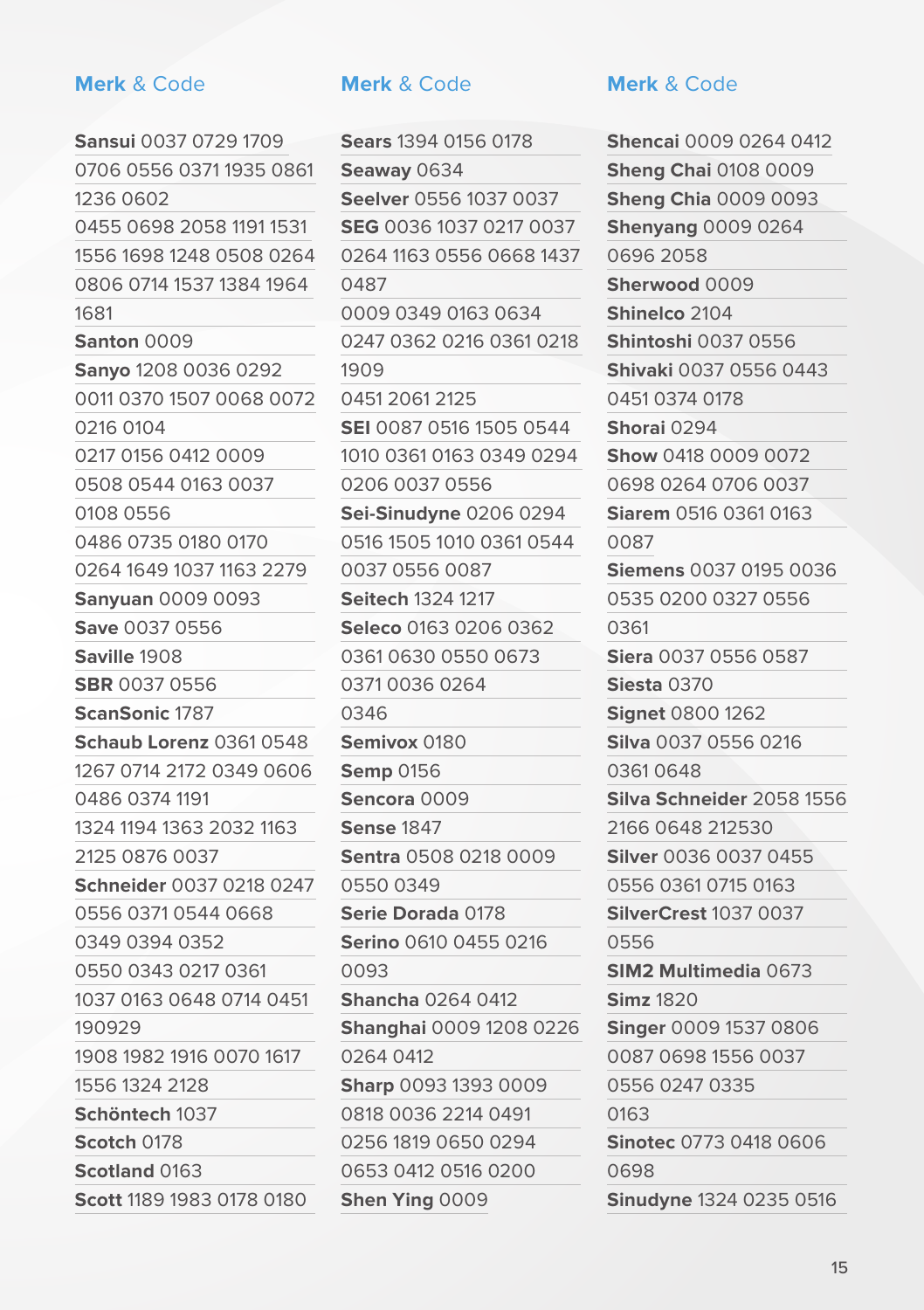**Merk** & Code

**Sansui** 0037 0729 1709 0706 0556 0371 1935 0861 1236 0602 0455 0698 2058 1191 1531 1556 1698 1248 0508 0264 0806 0714 1537 1384 1964 1681

**Santon** 0009

**Sanyo** 1208 0036 0292 0011 0370 1507 0068 0072 0216 0104 0217 0156 0412 0009 0508 0544 0163 0037 0108 0556 0486 0735 0180 0170 0264 1649 1037 1163 2279

**Sanyuan** 0009 0093

**Save** 0037 0556

**Saville** 1908

**SBR** 0037 0556

**ScanSonic** 1787

**Schaub Lorenz** 0361 0548 1267 0714 2172 0349 0606 0486 0374 1191 1324 1194 1363 2032 1163 2125 0876 0037

**Schneider** 0037 0218 0247 0556 0371 0544 0668 0349 0394 0352 0550 0343 0217 0361 1037 0163 0648 0714 0451 190929 1908 1982 1916 0070 1617 1556 1324 2128

**Schöntech** 1037

**Scotch** 0178

**Scotland** 0163

**Scott** 1189 1983 0178 0180

**Merk** & Code

**Sears** 1394 0156 0178

**Seaway** 0634

**Seelver** 0556 1037 0037

**SEG** 0036 1037 0217 0037 0264 1163 0556 0668 1437 0487 0009 0349 0163 0634 0247 0362 0216 0361 0218 1909 0451 2061 2125

**SEI** 0087 0516 1505 0544 1010 0361 0163 0349 0294 0206 0037 0556

**Sei-Sinudyne** 0206 0294 0516 1505 1010 0361 0544 0037 0556 0087

**Seitech** 1324 1217

**Seleco** 0163 0206 0362 0361 0630 0550 0673 0371 0036 0264 0346

**Semivox** 0180

**Semp** 0156

**Sencora** 0009

**Sense** 1847

**Sentra** 0508 0218 0009 0550 0349

**Serie Dorada** 0178

**Serino** 0610 0455 0216 0093

**Shancha** 0264 0412

**Shanghai** 0009 1208 0226 0264 0412

**Sharp** 0093 1393 0009 0818 0036 2214 0491 0256 1819 0650 0294 0653 0412 0516 0200

**Shen Ying** 0009

**Merk** & Code

**Shencai** 0009 0264 0412

**Sheng Chai** 0108 0009

**Sheng Chia** 0009 0093

**Shenyang** 0009 0264 0696 2058

**Sherwood** 0009

**Shinelco** 2104

**Shintoshi** 0037 0556

**Shivaki** 0037 0556 0443 0451 0374 0178

**Shorai** 0294

**Show** 0418 0009 0072 0698 0264 0706 0037

**Siarem** 0516 0361 0163 0087

**Siemens** 0037 0195 0036 0535 0200 0327 0556 0361

**Siera** 0037 0556 0587

**Siesta** 0370

**Signet** 0800 1262

**Silva** 0037 0556 0216 0361 0648

**Silva Schneider** 2058 1556 2166 0648 212530

**Silver** 0036 0037 0455 0556 0361 0715 0163

**SilverCrest** 1037 0037 0556

**SIM2 Multimedia** 0673

**Simz** 1820

**Singer** 0009 1537 0806 0087 0698 1556 0037 0556 0247 0335 0163

**Sinotec** 0773 0418 0606 0698

**Sinudyne** 1324 0235 0516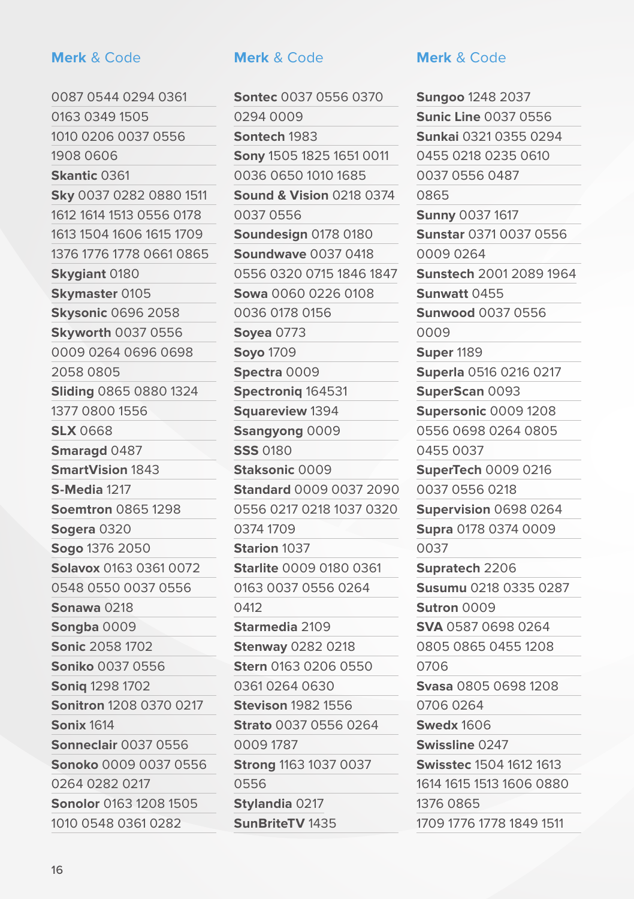**Merk** & Code

0087 0544 0294 0361
0163 0349 1505
1010 0206 0037 0556
1908 0606
**Skantic** 0361
**Sky** 0037 0282 0880 1511
1612 1614 1513 0556 0178
1613 1504 1606 1615 1709
1376 1776 1778 0661 0865
**Skygiant** 0180
**Skymaster** 0105
**Skysonic** 0696 2058
**Skyworth** 0037 0556
0009 0264 0696 0698
2058 0805
**Sliding** 0865 0880 1324
1377 0800 1556
**SLX** 0668
**Smaragd** 0487
**SmartVision** 1843
**S-Media** 1217
**Soemtron** 0865 1298
**Sogera** 0320
**Sogo** 1376 2050
**Solavox** 0163 0361 0072
0548 0550 0037 0556
**Sonawa** 0218
**Songba** 0009
**Sonic** 2058 1702
**Soniko** 0037 0556
**Soniq** 1298 1702
**Sonitron** 1208 0370 0217
**Sonix** 1614
**Sonneclair** 0037 0556
**Sonoko** 0009 0037 0556
0264 0282 0217
**Sonolor** 0163 1208 1505
1010 0548 0361 0282

**Merk** & Code

**Sontec** 0037 0556 0370
0294 0009
**Sontech** 1983
**Sony** 1505 1825 1651 0011
0036 0650 1010 1685
**Sound & Vision** 0218 0374
0037 0556
**Soundesign** 0178 0180
**Soundwave** 0037 0418
0556 0320 0715 1846 1847
**Sowa** 0060 0226 0108
0036 0178 0156
**Soyea** 0773
**Soyo** 1709
**Spectra** 0009
**Spectroniq** 164531
**Squareview** 1394
**Ssangyong** 0009
**SSS** 0180
**Staksonic** 0009
**Standard** 0009 0037 2090
0556 0217 0218 1037 0320
0374 1709
**Starion** 1037
**Starlite** 0009 0180 0361
0163 0037 0556 0264
0412
**Starmedia** 2109
**Stenway** 0282 0218
**Stern** 0163 0206 0550
0361 0264 0630
**Stevison** 1982 1556
**Strato** 0037 0556 0264
0009 1787
**Strong** 1163 1037 0037
0556
**Stylandia** 0217
**SunBriteTV** 1435

**Merk** & Code

**Sungoo** 1248 2037
**Sunic Line** 0037 0556
**Sunkai** 0321 0355 0294
0455 0218 0235 0610
0037 0556 0487
0865
**Sunny** 0037 1617
**Sunstar** 0371 0037 0556
0009 0264
**Sunstech** 2001 2089 1964
**Sunwatt** 0455
**Sunwood** 0037 0556
0009
**Super** 1189
**Superla** 0516 0216 0217
**SuperScan** 0093
**Supersonic** 0009 1208
0556 0698 0264 0805
0455 0037
**SuperTech** 0009 0216
0037 0556 0218
**Supervision** 0698 0264
**Supra** 0178 0374 0009
0037
**Supratech** 2206
**Susumu** 0218 0335 0287
**Sutron** 0009
**SVA** 0587 0698 0264
0805 0865 0455 1208
0706
**Svasa** 0805 0698 1208
0706 0264
**Swedx** 1606
**Swissline** 0247
**Swisstec** 1504 1612 1613
1614 1615 1513 1606 0880
1376 0865
1709 1776 1778 1849 1511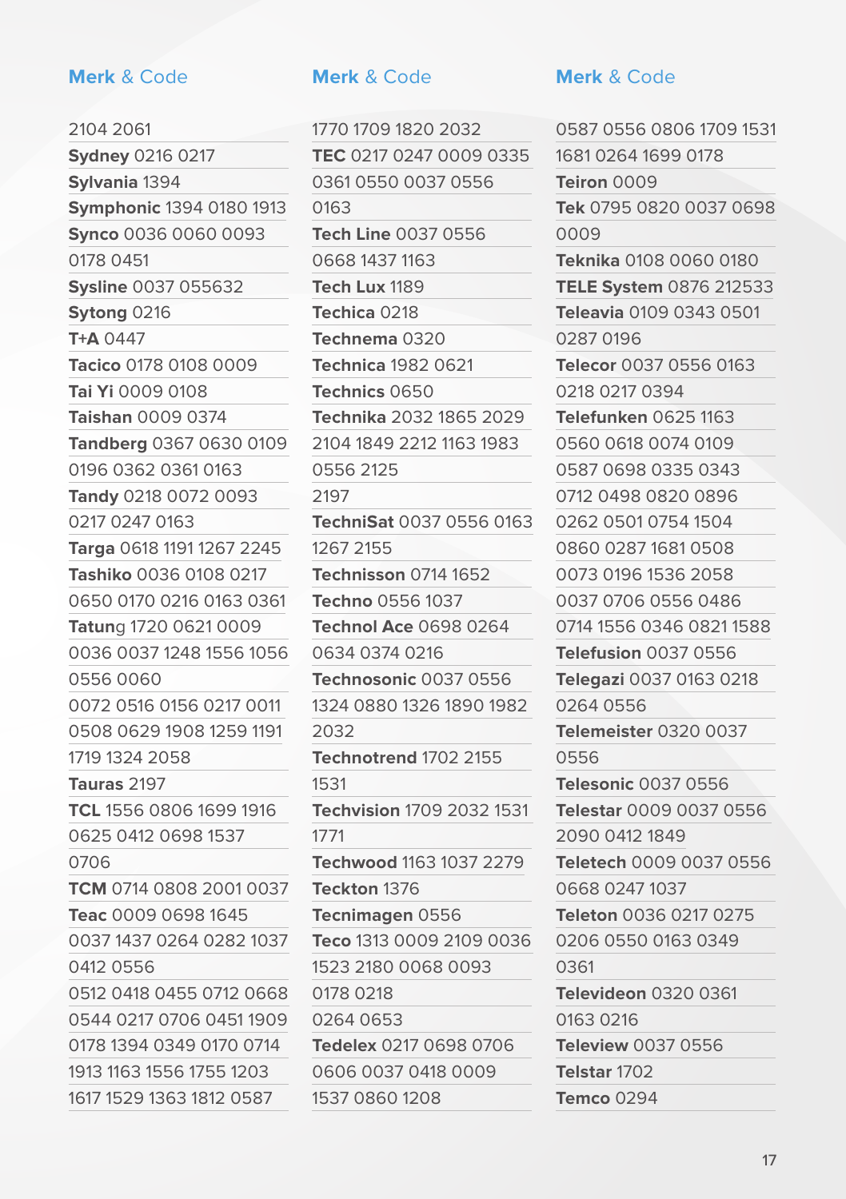**Merk** & Code

2104 2061
**Sydney** 0216 0217
**Sylvania** 1394
**Symphonic** 1394 0180 1913
**Synco** 0036 0060 0093 0178 0451
**Sysline** 0037 055632
**Sytong** 0216
**T+A** 0447
**Tacico** 0178 0108 0009
**Tai Yi** 0009 0108
**Taishan** 0009 0374
**Tandberg** 0367 0630 0109 0196 0362 0361 0163
**Tandy** 0218 0072 0093 0217 0247 0163
**Targa** 0618 1191 1267 2245
**Tashiko** 0036 0108 0217 0650 0170 0216 0163 0361
**Tatung** 1720 0621 0009 0036 0037 1248 1556 1056 0556 0060 0072 0516 0156 0217 0011 0508 0629 1908 1259 1191 1719 1324 2058
**Tauras** 2197
**TCL** 1556 0806 1699 1916 0625 0412 0698 1537 0706
**TCM** 0714 0808 2001 0037
**Teac** 0009 0698 1645 0037 1437 0264 0282 1037 0412 0556 0512 0418 0455 0712 0668 0544 0217 0706 0451 1909 0178 1394 0349 0170 0714 1913 1163 1556 1755 1203 1617 1529 1363 1812 0587 1770 1709 1820 2032
**TEC** 0217 0247 0009 0335 0361 0550 0037 0556 0163
**Tech Line** 0037 0556 0668 1437 1163
**Tech Lux** 1189
**Techica** 0218
**Technema** 0320
**Technica** 1982 0621
**Technics** 0650
**Technika** 2032 1865 2029 2104 1849 2212 1163 1983 0556 2125 2197
**TechniSat** 0037 0556 0163 1267 2155
**Technisson** 0714 1652
**Techno** 0556 1037
**Technol Ace** 0698 0264 0634 0374 0216
**Technosonic** 0037 0556 1324 0880 1326 1890 1982 2032
**Technotrend** 1702 2155 1531
**Techvision** 1709 2032 1531 1771
**Techwood** 1163 1037 2279
**Teckton** 1376
**Tecnimagen** 0556
**Teco** 1313 0009 2109 0036 1523 2180 0068 0093 0178 0218 0264 0653
**Tedelex** 0217 0698 0706 0606 0037 0418 0009 1537 0860 1208 0587 0556 0806 1709 1531 1681 0264 1699 0178
**Teiron** 0009
**Tek** 0795 0820 0037 0698 0009
**Teknika** 0108 0060 0180
**TELE System** 0876 212533
**Teleavia** 0109 0343 0501 0287 0196
**Telecor** 0037 0556 0163 0218 0217 0394
**Telefunken** 0625 1163 0560 0618 0074 0109 0587 0698 0335 0343 0712 0498 0820 0896 0262 0501 0754 1504 0860 0287 1681 0508 0073 0196 1536 2058 0037 0706 0556 0486 0714 1556 0346 0821 1588
**Telefusion** 0037 0556
**Telegazi** 0037 0163 0218 0264 0556
**Telemeister** 0320 0037 0556
**Telesonic** 0037 0556
**Telestar** 0009 0037 0556 2090 0412 1849
**Teletech** 0009 0037 0556 0668 0247 1037
**Teleton** 0036 0217 0275 0206 0550 0163 0349 0361
**Televideon** 0320 0361 0163 0216
**Teleview** 0037 0556
**Telstar** 1702
**Temco** 0294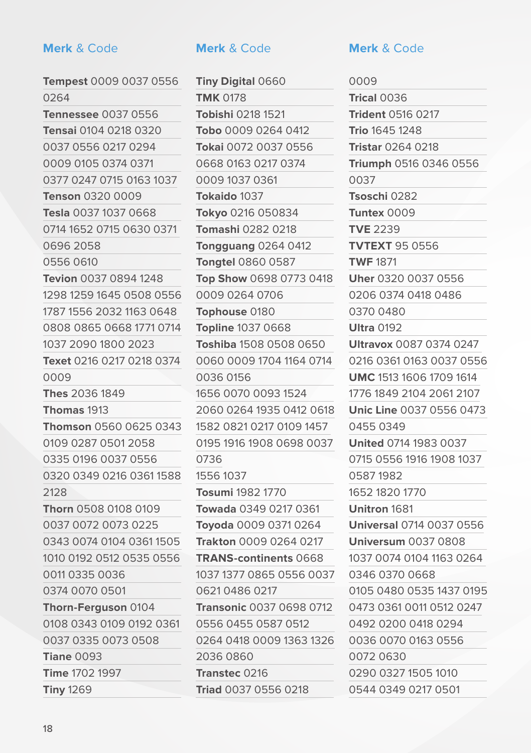**Merk** & Code

**Tempest** 0009 0037 0556 0264
**Tennessee** 0037 0556
**Tensai** 0104 0218 0320 0037 0556 0217 0294 0009 0105 0374 0371 0377 0247 0715 0163 1037
**Tenson** 0320 0009
**Tesla** 0037 1037 0668 0714 1652 0715 0630 0371 0696 2058 0556 0610
**Tevion** 0037 0894 1248 1298 1259 1645 0508 0556 1787 1556 2032 1163 0648 0808 0865 0668 1771 0714 1037 2090 1800 2023
**Texet** 0216 0217 0218 0374 0009
**Thes** 2036 1849
**Thomas** 1913
**Thomson** 0560 0625 0343 0109 0287 0501 2058 0335 0196 0037 0556 0320 0349 0216 0361 1588 2128
**Thorn** 0508 0108 0109 0037 0072 0073 0225 0343 0074 0104 0361 1505 1010 0192 0512 0535 0556 0011 0335 0036 0374 0070 0501
**Thorn-Ferguson** 0104 0108 0343 0109 0192 0361 0037 0335 0073 0508
**Tiane** 0093
**Time** 1702 1997
**Tiny** 1269

**Merk** & Code

**Tiny Digital** 0660
**TMK** 0178
**Tobishi** 0218 1521
**Tobo** 0009 0264 0412
**Tokai** 0072 0037 0556 0668 0163 0217 0374 0009 1037 0361
**Tokaido** 1037
**Tokyo** 0216 050834
**Tomashi** 0282 0218
**Tongguang** 0264 0412
**Tongtel** 0860 0587
**Top Show** 0698 0773 0418 0009 0264 0706
**Tophouse** 0180
**Topline** 1037 0668
**Toshiba** 1508 0508 0650 0060 0009 1704 1164 0714 0036 0156 1656 0070 0093 1524 2060 0264 1935 0412 0618 1582 0821 0217 0109 1457 0195 1916 1908 0698 0037 0736 1556 1037
**Tosumi** 1982 1770
**Towada** 0349 0217 0361
**Toyoda** 0009 0371 0264
**Trakton** 0009 0264 0217
**TRANS-continents** 0668 1037 1377 0865 0556 0037 0621 0486 0217
**Transonic** 0037 0698 0712 0556 0455 0587 0512 0264 0418 0009 1363 1326 2036 0860
**Transtec** 0216
**Triad** 0037 0556 0218 0009
**Trical** 0036
**Trident** 0516 0217
**Trio** 1645 1248
**Tristar** 0264 0218
**Triumph** 0516 0346 0556 0037
**Tsoschi** 0282
**Tuntex** 0009
**TVE** 2239
**TVTEXT** 95 0556
**TWF** 1871
**Uher** 0320 0037 0556 0206 0374 0418 0486 0370 0480
**Ultra** 0192
**Ultravox** 0087 0374 0247 0216 0361 0163 0037 0556
**UMC** 1513 1606 1709 1614 1776 1849 2104 2061 2107
**Unic Line** 0037 0556 0473 0455 0349
**United** 0714 1983 0037 0715 0556 1916 1908 1037 0587 1982 1652 1820 1770
**Unitron** 1681
**Universal** 0714 0037 0556
**Universum** 0037 0808 1037 0074 0104 1163 0264 0346 0370 0668 0105 0480 0535 1437 0195 0473 0361 0011 0512 0247 0492 0200 0418 0294 0036 0070 0163 0556 0072 0630 0290 0327 1505 1010 0544 0349 0217 0501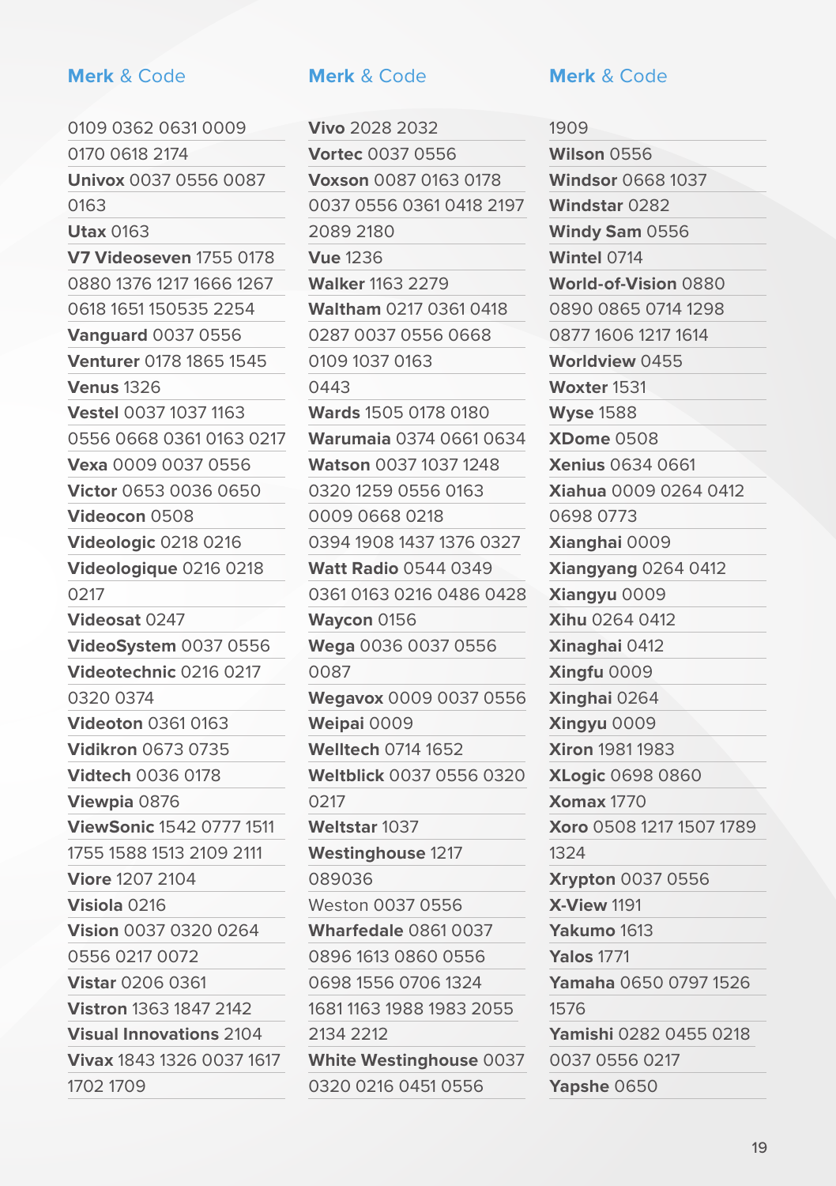**Merk** & Code

0109 0362 0631 0009
0170 0618 2174
**Univox** 0037 0556 0087
0163
**Utax** 0163
**V7 Videoseven** 1755 0178
0880 1376 1217 1666 1267
0618 1651 150535 2254
**Vanguard** 0037 0556
**Venturer** 0178 1865 1545
**Venus** 1326
**Vestel** 0037 1037 1163
0556 0668 0361 0163 0217
**Vexa** 0009 0037 0556
**Victor** 0653 0036 0650
**Videocon** 0508
**Videologic** 0218 0216
**Videologique** 0216 0218
0217
**Videosat** 0247
**VideoSystem** 0037 0556
**Videotechnic** 0216 0217
0320 0374
**Videoton** 0361 0163
**Vidikron** 0673 0735
**Vidtech** 0036 0178
**Viewpia** 0876
**ViewSonic** 1542 0777 1511
1755 1588 1513 2109 2111
**Viore** 1207 2104
**Visiola** 0216
**Vision** 0037 0320 0264
0556 0217 0072
**Vistar** 0206 0361
**Vistron** 1363 1847 2142
**Visual Innovations** 2104
**Vivax** 1843 1326 0037 1617
1702 1709

**Merk** & Code

**Vivo** 2028 2032
**Vortec** 0037 0556
**Voxson** 0087 0163 0178
0037 0556 0361 0418 2197
2089 2180
**Vue** 1236
**Walker** 1163 2279
**Waltham** 0217 0361 0418
0287 0037 0556 0668
0109 1037 0163
0443
**Wards** 1505 0178 0180
**Warumaia** 0374 0661 0634
**Watson** 0037 1037 1248
0320 1259 0556 0163
0009 0668 0218
0394 1908 1437 1376 0327
**Watt Radio** 0544 0349
0361 0163 0216 0486 0428
**Waycon** 0156
**Wega** 0036 0037 0556
0087
**Wegavox** 0009 0037 0556
**Weipai** 0009
**Welltech** 0714 1652
**Weltblick** 0037 0556 0320
0217
**Weltstar** 1037
**Westinghouse** 1217
089036
Weston 0037 0556
**Wharfedale** 0861 0037
0896 1613 0860 0556
0698 1556 0706 1324
1681 1163 1988 1983 2055
2134 2212
**White Westinghouse** 0037
0320 0216 0451 0556

**Merk** & Code

1909
**Wilson** 0556
**Windsor** 0668 1037
**Windstar** 0282
**Windy Sam** 0556
**Wintel** 0714
**World-of-Vision** 0880
0890 0865 0714 1298
0877 1606 1217 1614
**Worldview** 0455
**Woxter** 1531
**Wyse** 1588
**XDome** 0508
**Xenius** 0634 0661
**Xiahua** 0009 0264 0412
0698 0773
**Xianghai** 0009
**Xiangyang** 0264 0412
**Xiangyu** 0009
**Xihu** 0264 0412
**Xinaghai** 0412
**Xingfu** 0009
**Xinghai** 0264
**Xingyu** 0009
**Xiron** 1981 1983
**XLogic** 0698 0860
**Xomax** 1770
**Xoro** 0508 1217 1507 1789
1324
**Xrypton** 0037 0556
**X-View** 1191
**Yakumo** 1613
**Yalos** 1771
**Yamaha** 0650 0797 1526
1576
**Yamishi** 0282 0455 0218
0037 0556 0217
**Yapshe** 0650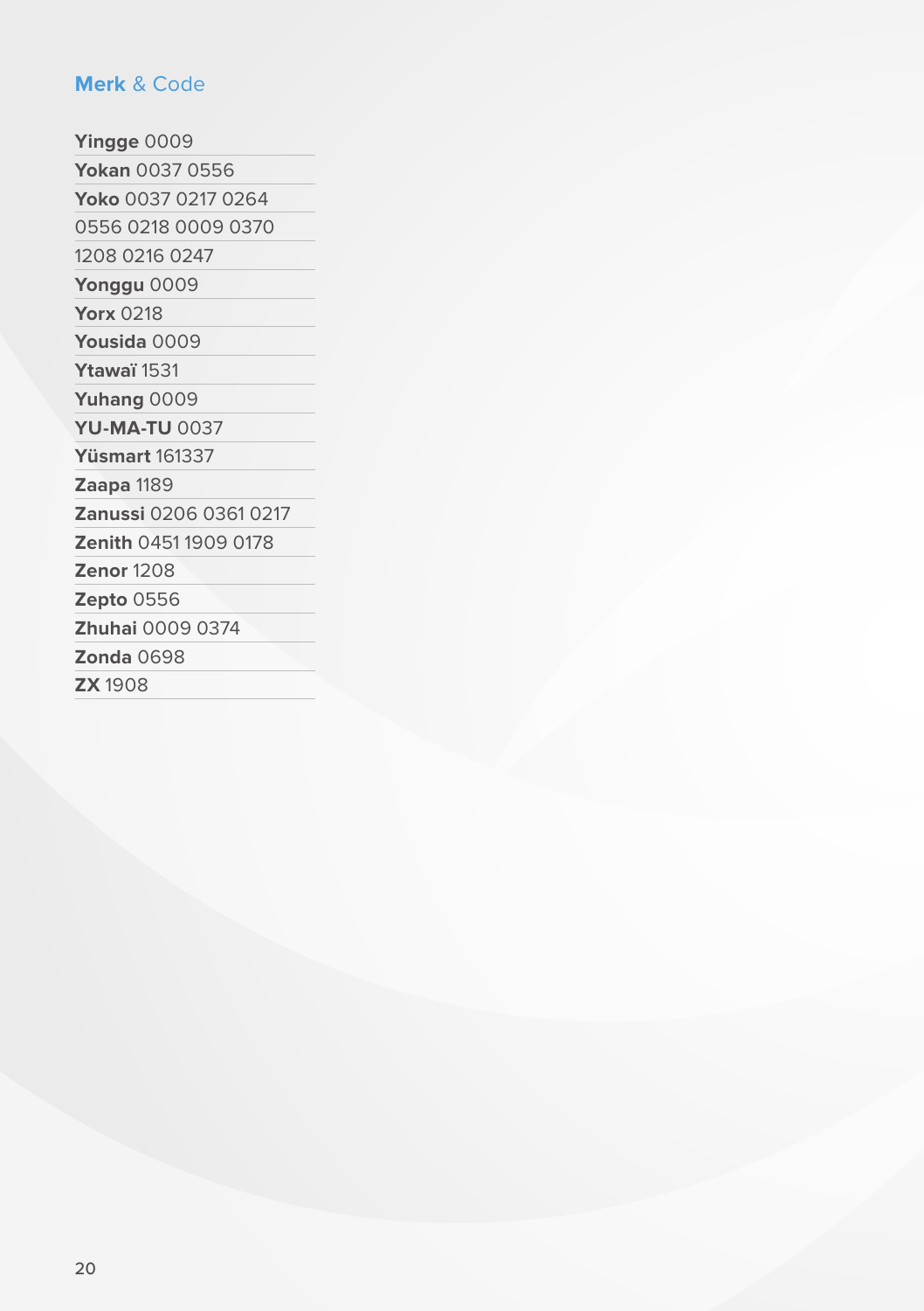**Merk** & Code

**Yingge** 0009

**Yokan** 0037 0556

**Yoko** 0037 0217 0264
0556 0218 0009 0370
1208 0216 0247

**Yonggu** 0009

**Yorx** 0218

**Yousida** 0009

**Ytawaï** 1531

**Yuhang** 0009

**YU-MA-TU** 0037

**Yüsmart** 161337

**Zaapa** 1189

**Zanussi** 0206 0361 0217

**Zenith** 0451 1909 0178

**Zenor** 1208

**Zepto** 0556

**Zhuhai** 0009 0374

**Zonda** 0698

**ZX** 1908